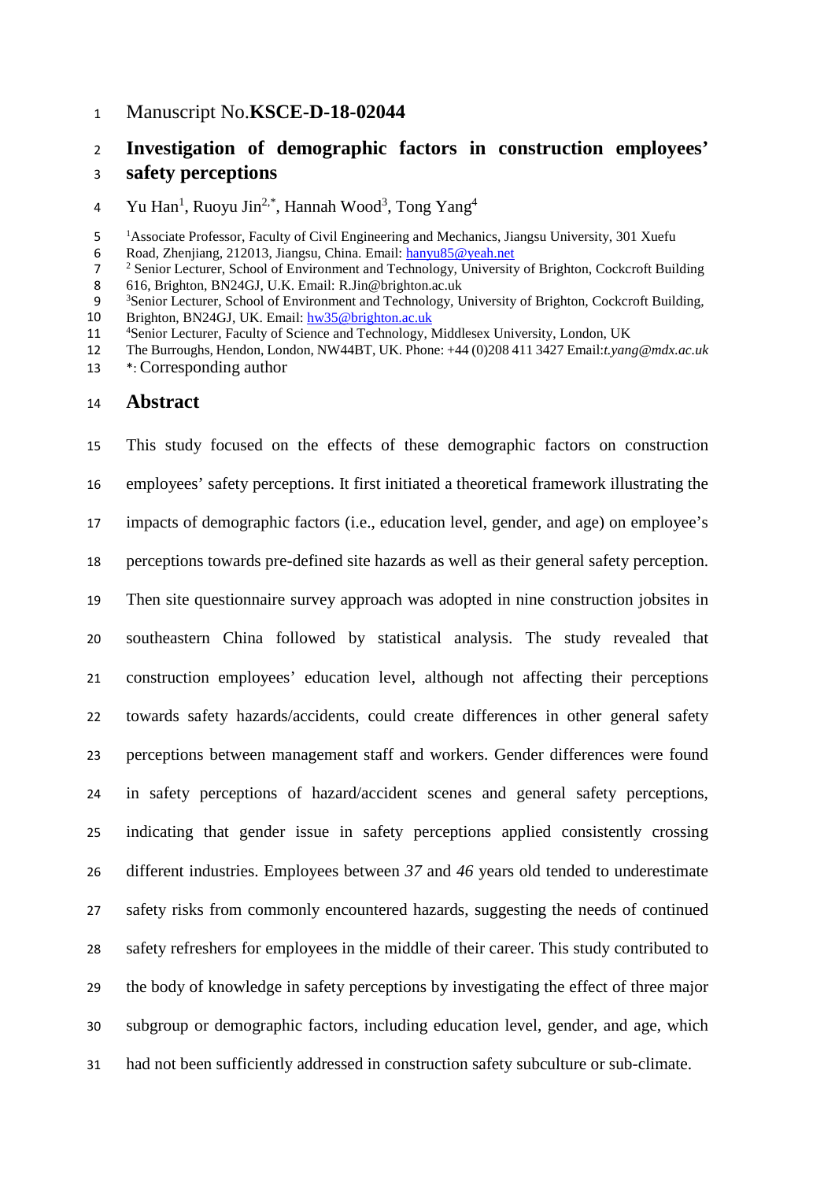Manuscript No.**KSCE-D-18-02044**

# Investigation of demographic factors in construction employees' safety perceptions

Yu Han[1], Ruoyu Jin[2,*], Hannah Wood[3], Tong Yang[4]

[1]Associate Professor, Faculty of Civil Engineering and Mechanics, Jiangsu University, 301 Xuefu Road, Zhenjiang, 212013, Jiangsu, China. Email: hanyu85@yeah.net

[2] Senior Lecturer, School of Environment and Technology, University of Brighton, Cockcroft Building 616, Brighton, BN24GJ, U.K. Email: R.Jin@brighton.ac.uk

[3]Senior Lecturer, School of Environment and Technology, University of Brighton, Cockcroft Building, Brighton, BN24GJ, UK. Email: hw35@brighton.ac.uk

[4]Senior Lecturer, Faculty of Science and Technology, Middlesex University, London, UK The Burroughs, Hendon, London, NW44BT, UK. Phone: +44 (0)208 411 3427 Email:*t.yang@mdx.ac.uk*

*: Corresponding author

## Abstract

This study focused on the effects of these demographic factors on construction employees' safety perceptions. It first initiated a theoretical framework illustrating the impacts of demographic factors (i.e., education level, gender, and age) on employee's perceptions towards pre-defined site hazards as well as their general safety perception. Then site questionnaire survey approach was adopted in nine construction jobsites in southeastern China followed by statistical analysis. The study revealed that construction employees' education level, although not affecting their perceptions towards safety hazards/accidents, could create differences in other general safety perceptions between management staff and workers. Gender differences were found in safety perceptions of hazard/accident scenes and general safety perceptions, indicating that gender issue in safety perceptions applied consistently crossing different industries. Employees between *37* and *46* years old tended to underestimate safety risks from commonly encountered hazards, suggesting the needs of continued safety refreshers for employees in the middle of their career. This study contributed to the body of knowledge in safety perceptions by investigating the effect of three major subgroup or demographic factors, including education level, gender, and age, which had not been sufficiently addressed in construction safety subculture or sub-climate.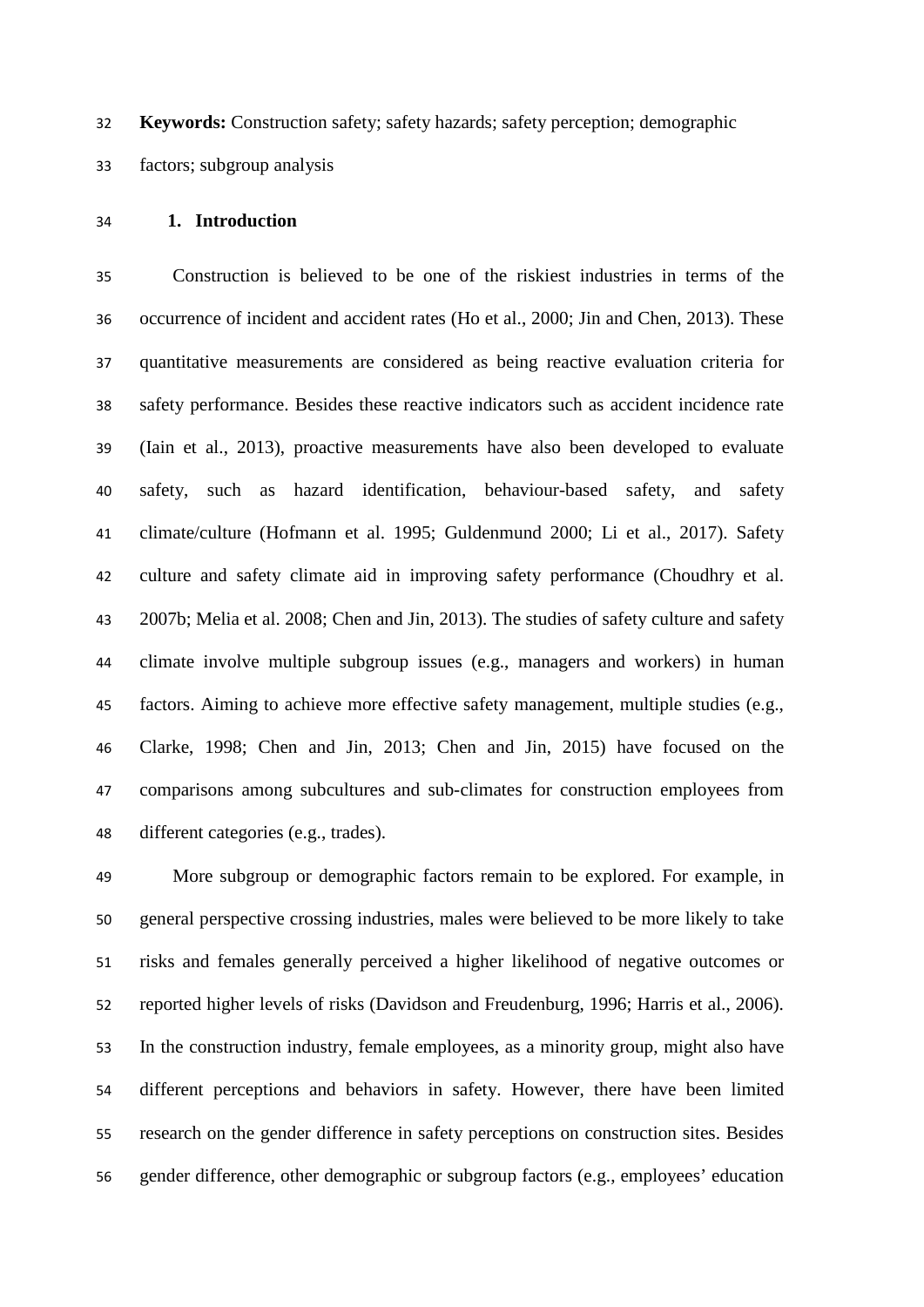**Keywords:** Construction safety; safety hazards; safety perception; demographic factors; subgroup analysis

## 1. Introduction

Construction is believed to be one of the riskiest industries in terms of the occurrence of incident and accident rates (Ho et al., 2000; Jin and Chen, 2013). These quantitative measurements are considered as being reactive evaluation criteria for safety performance. Besides these reactive indicators such as accident incidence rate (Iain et al., 2013), proactive measurements have also been developed to evaluate safety, such as hazard identification, behaviour-based safety, and safety climate/culture (Hofmann et al. 1995; Guldenmund 2000; Li et al., 2017). Safety culture and safety climate aid in improving safety performance (Choudhry et al. 2007b; Melia et al. 2008; Chen and Jin, 2013). The studies of safety culture and safety climate involve multiple subgroup issues (e.g., managers and workers) in human factors. Aiming to achieve more effective safety management, multiple studies (e.g., Clarke, 1998; Chen and Jin, 2013; Chen and Jin, 2015) have focused on the comparisons among subcultures and sub-climates for construction employees from different categories (e.g., trades).

More subgroup or demographic factors remain to be explored. For example, in general perspective crossing industries, males were believed to be more likely to take risks and females generally perceived a higher likelihood of negative outcomes or reported higher levels of risks (Davidson and Freudenburg, 1996; Harris et al., 2006). In the construction industry, female employees, as a minority group, might also have different perceptions and behaviors in safety. However, there have been limited research on the gender difference in safety perceptions on construction sites. Besides gender difference, other demographic or subgroup factors (e.g., employees' education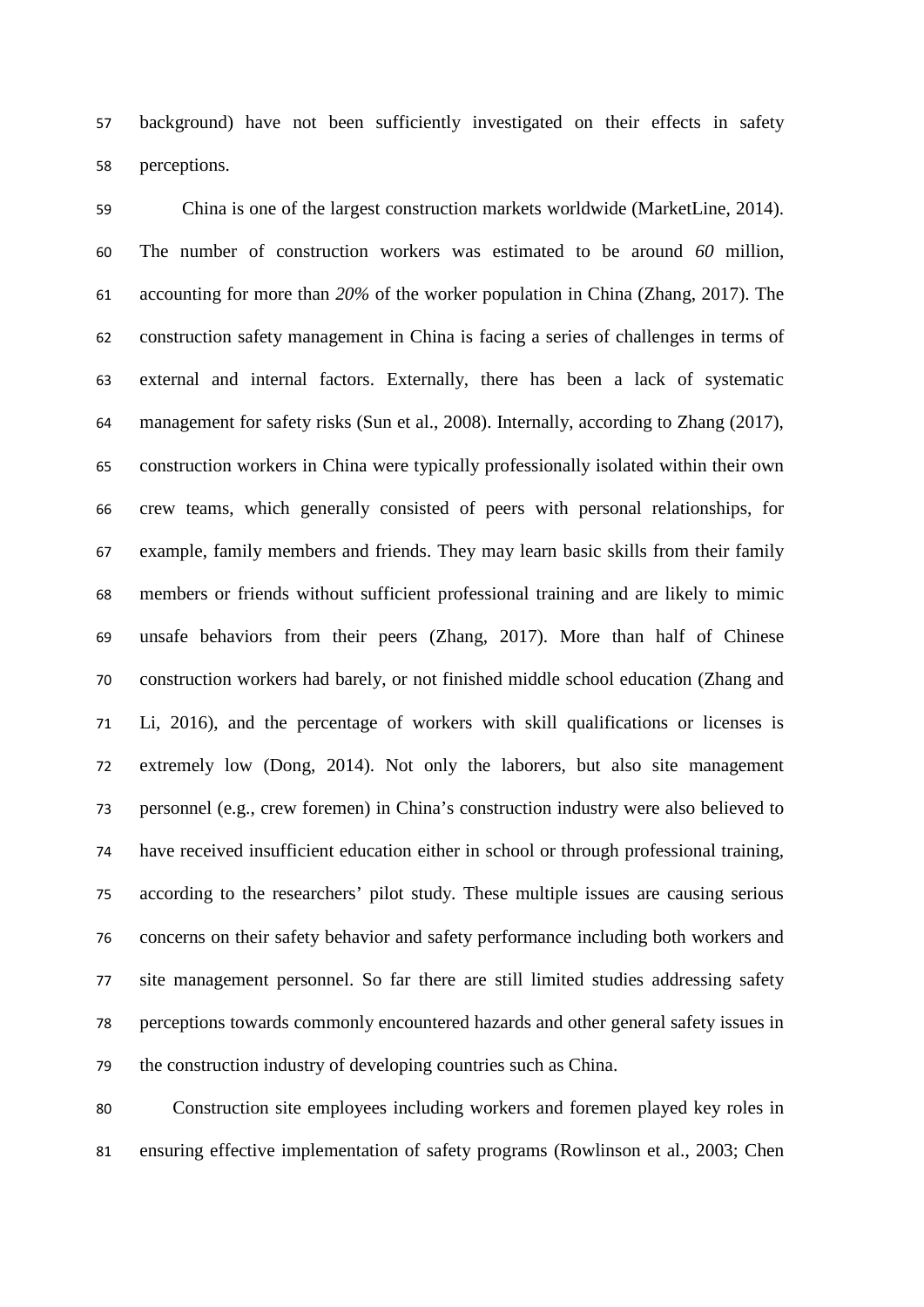background) have not been sufficiently investigated on their effects in safety perceptions.

China is one of the largest construction markets worldwide (MarketLine, 2014). The number of construction workers was estimated to be around *60* million, accounting for more than *20%* of the worker population in China (Zhang, 2017). The construction safety management in China is facing a series of challenges in terms of external and internal factors. Externally, there has been a lack of systematic management for safety risks (Sun et al., 2008). Internally, according to Zhang (2017), construction workers in China were typically professionally isolated within their own crew teams, which generally consisted of peers with personal relationships, for example, family members and friends. They may learn basic skills from their family members or friends without sufficient professional training and are likely to mimic unsafe behaviors from their peers (Zhang, 2017). More than half of Chinese construction workers had barely, or not finished middle school education (Zhang and Li, 2016), and the percentage of workers with skill qualifications or licenses is extremely low (Dong, 2014). Not only the laborers, but also site management personnel (e.g., crew foremen) in China's construction industry were also believed to have received insufficient education either in school or through professional training, according to the researchers' pilot study. These multiple issues are causing serious concerns on their safety behavior and safety performance including both workers and site management personnel. So far there are still limited studies addressing safety perceptions towards commonly encountered hazards and other general safety issues in the construction industry of developing countries such as China.

Construction site employees including workers and foremen played key roles in ensuring effective implementation of safety programs (Rowlinson et al., 2003; Chen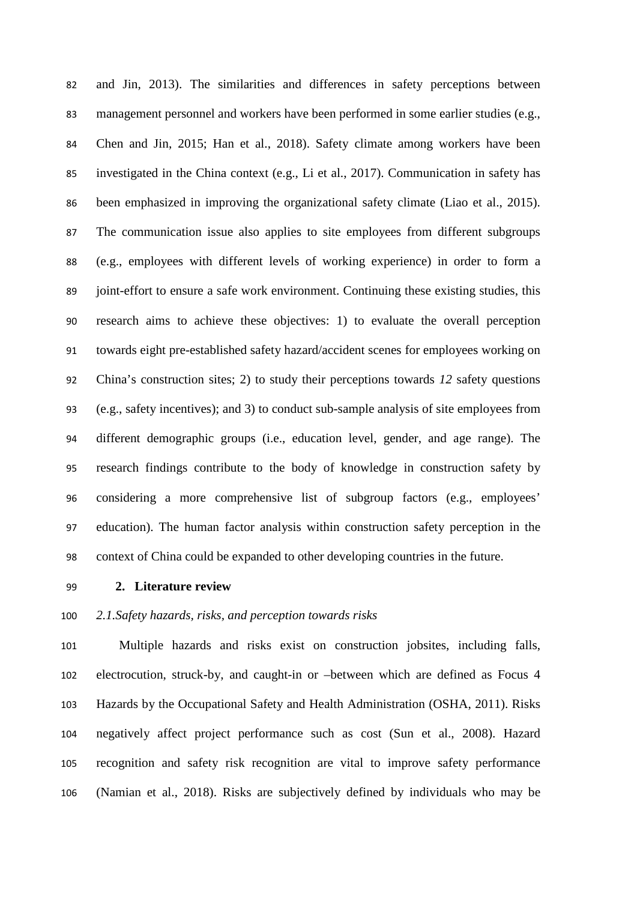and Jin, 2013). The similarities and differences in safety perceptions between management personnel and workers have been performed in some earlier studies (e.g., Chen and Jin, 2015; Han et al., 2018). Safety climate among workers have been investigated in the China context (e.g., Li et al., 2017). Communication in safety has been emphasized in improving the organizational safety climate (Liao et al., 2015). The communication issue also applies to site employees from different subgroups (e.g., employees with different levels of working experience) in order to form a joint-effort to ensure a safe work environment. Continuing these existing studies, this research aims to achieve these objectives: 1) to evaluate the overall perception towards eight pre-established safety hazard/accident scenes for employees working on China's construction sites; 2) to study their perceptions towards *12* safety questions (e.g., safety incentives); and 3) to conduct sub-sample analysis of site employees from different demographic groups (i.e., education level, gender, and age range). The research findings contribute to the body of knowledge in construction safety by considering a more comprehensive list of subgroup factors (e.g., employees' education). The human factor analysis within construction safety perception in the context of China could be expanded to other developing countries in the future.

## 2. Literature review

### *2.1.Safety hazards, risks, and perception towards risks*

Multiple hazards and risks exist on construction jobsites, including falls, electrocution, struck-by, and caught-in or –between which are defined as Focus 4 Hazards by the Occupational Safety and Health Administration (OSHA, 2011). Risks negatively affect project performance such as cost (Sun et al., 2008). Hazard recognition and safety risk recognition are vital to improve safety performance (Namian et al., 2018). Risks are subjectively defined by individuals who may be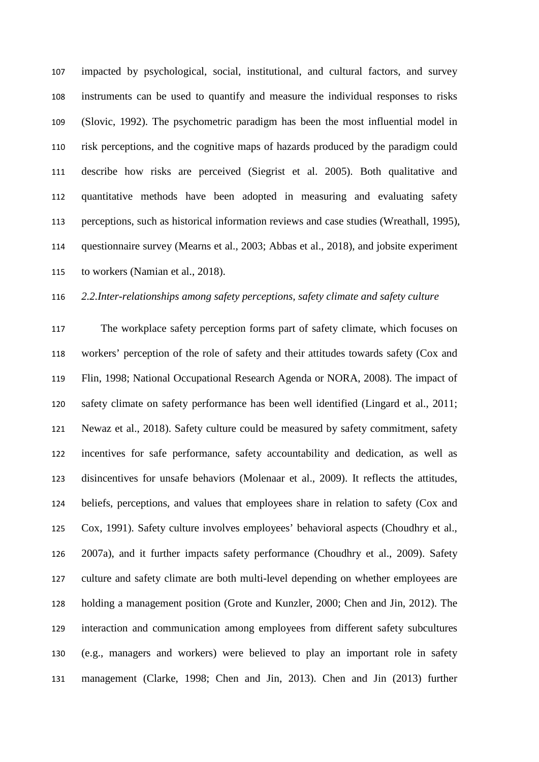impacted by psychological, social, institutional, and cultural factors, and survey instruments can be used to quantify and measure the individual responses to risks (Slovic, 1992). The psychometric paradigm has been the most influential model in risk perceptions, and the cognitive maps of hazards produced by the paradigm could describe how risks are perceived (Siegrist et al. 2005). Both qualitative and quantitative methods have been adopted in measuring and evaluating safety perceptions, such as historical information reviews and case studies (Wreathall, 1995), questionnaire survey (Mearns et al., 2003; Abbas et al., 2018), and jobsite experiment to workers (Namian et al., 2018).

### *2.2.Inter-relationships among safety perceptions, safety climate and safety culture*

The workplace safety perception forms part of safety climate, which focuses on workers' perception of the role of safety and their attitudes towards safety (Cox and Flin, 1998; National Occupational Research Agenda or NORA, 2008). The impact of safety climate on safety performance has been well identified (Lingard et al., 2011; Newaz et al., 2018). Safety culture could be measured by safety commitment, safety incentives for safe performance, safety accountability and dedication, as well as disincentives for unsafe behaviors (Molenaar et al., 2009). It reflects the attitudes, beliefs, perceptions, and values that employees share in relation to safety (Cox and Cox, 1991). Safety culture involves employees' behavioral aspects (Choudhry et al., 2007a), and it further impacts safety performance (Choudhry et al., 2009). Safety culture and safety climate are both multi-level depending on whether employees are holding a management position (Grote and Kunzler, 2000; Chen and Jin, 2012). The interaction and communication among employees from different safety subcultures (e.g., managers and workers) were believed to play an important role in safety management (Clarke, 1998; Chen and Jin, 2013). Chen and Jin (2013) further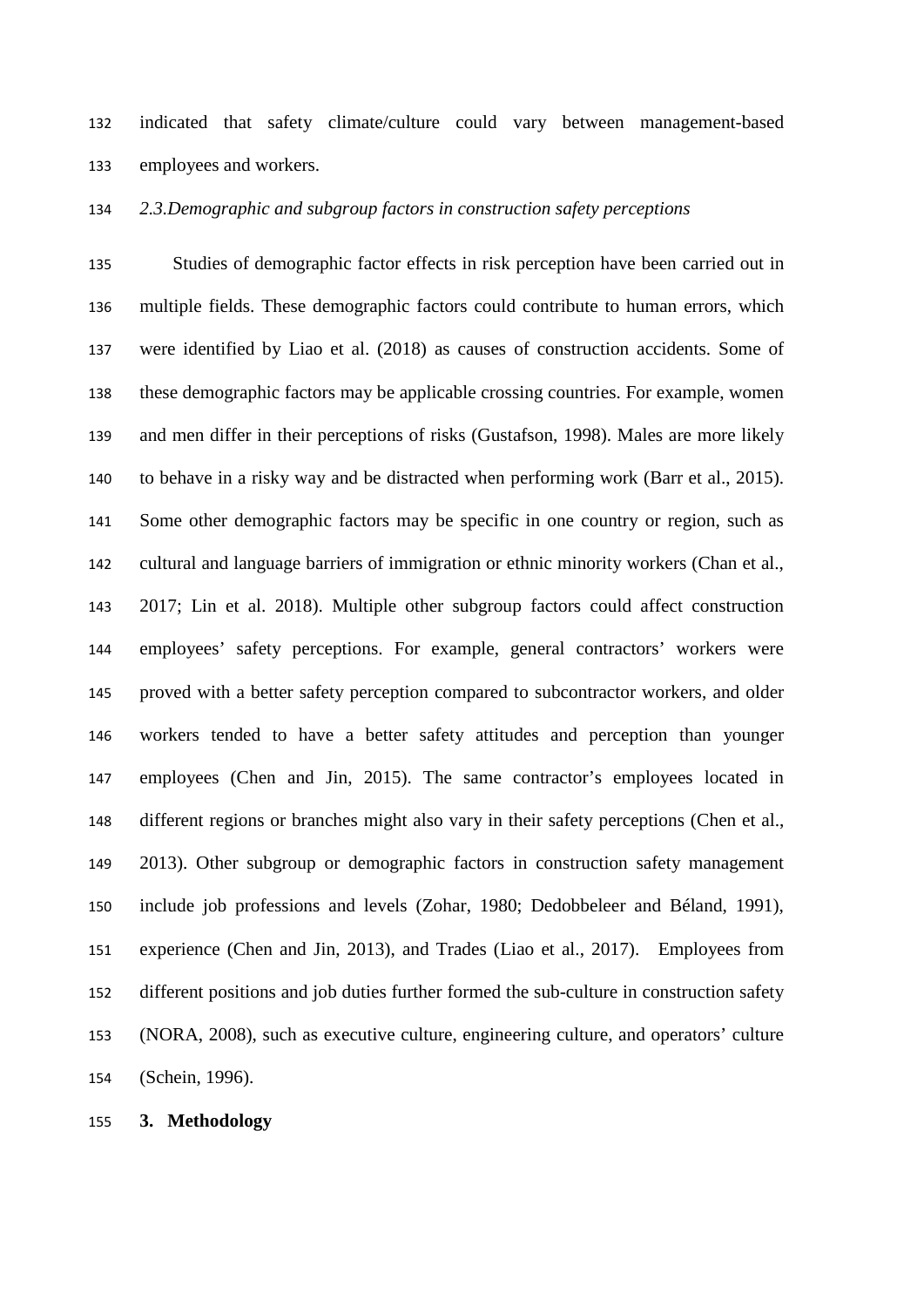indicated that safety climate/culture could vary between management-based employees and workers.

### *2.3.Demographic and subgroup factors in construction safety perceptions*

Studies of demographic factor effects in risk perception have been carried out in multiple fields. These demographic factors could contribute to human errors, which were identified by Liao et al. (2018) as causes of construction accidents. Some of these demographic factors may be applicable crossing countries. For example, women and men differ in their perceptions of risks (Gustafson, 1998). Males are more likely to behave in a risky way and be distracted when performing work (Barr et al., 2015). Some other demographic factors may be specific in one country or region, such as cultural and language barriers of immigration or ethnic minority workers (Chan et al., 2017; Lin et al. 2018). Multiple other subgroup factors could affect construction employees' safety perceptions. For example, general contractors' workers were proved with a better safety perception compared to subcontractor workers, and older workers tended to have a better safety attitudes and perception than younger employees (Chen and Jin, 2015). The same contractor's employees located in different regions or branches might also vary in their safety perceptions (Chen et al., 2013). Other subgroup or demographic factors in construction safety management include job professions and levels (Zohar, 1980; Dedobbeleer and Béland, 1991), experience (Chen and Jin, 2013), and Trades (Liao et al., 2017). Employees from different positions and job duties further formed the sub-culture in construction safety (NORA, 2008), such as executive culture, engineering culture, and operators' culture (Schein, 1996).

## 3. Methodology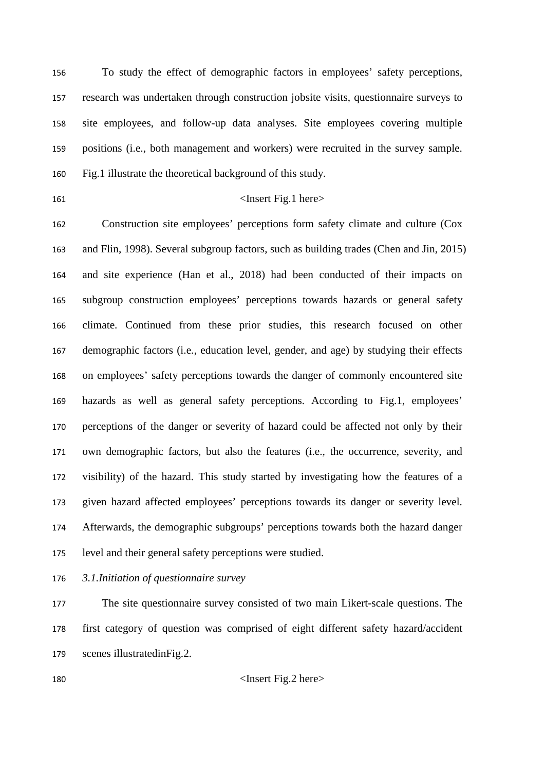To study the effect of demographic factors in employees' safety perceptions, research was undertaken through construction jobsite visits, questionnaire surveys to site employees, and follow-up data analyses. Site employees covering multiple positions (i.e., both management and workers) were recruited in the survey sample. Fig.1 illustrate the theoretical background of this study.

<Insert Fig.1 here>

Construction site employees' perceptions form safety climate and culture (Cox and Flin, 1998). Several subgroup factors, such as building trades (Chen and Jin, 2015) and site experience (Han et al., 2018) had been conducted of their impacts on subgroup construction employees' perceptions towards hazards or general safety climate. Continued from these prior studies, this research focused on other demographic factors (i.e., education level, gender, and age) by studying their effects on employees' safety perceptions towards the danger of commonly encountered site hazards as well as general safety perceptions. According to Fig.1, employees' perceptions of the danger or severity of hazard could be affected not only by their own demographic factors, but also the features (i.e., the occurrence, severity, and visibility) of the hazard. This study started by investigating how the features of a given hazard affected employees' perceptions towards its danger or severity level. Afterwards, the demographic subgroups' perceptions towards both the hazard danger level and their general safety perceptions were studied.

### *3.1.Initiation of questionnaire survey*

The site questionnaire survey consisted of two main Likert-scale questions. The first category of question was comprised of eight different safety hazard/accident scenes illustratedinFig.2.

<Insert Fig.2 here>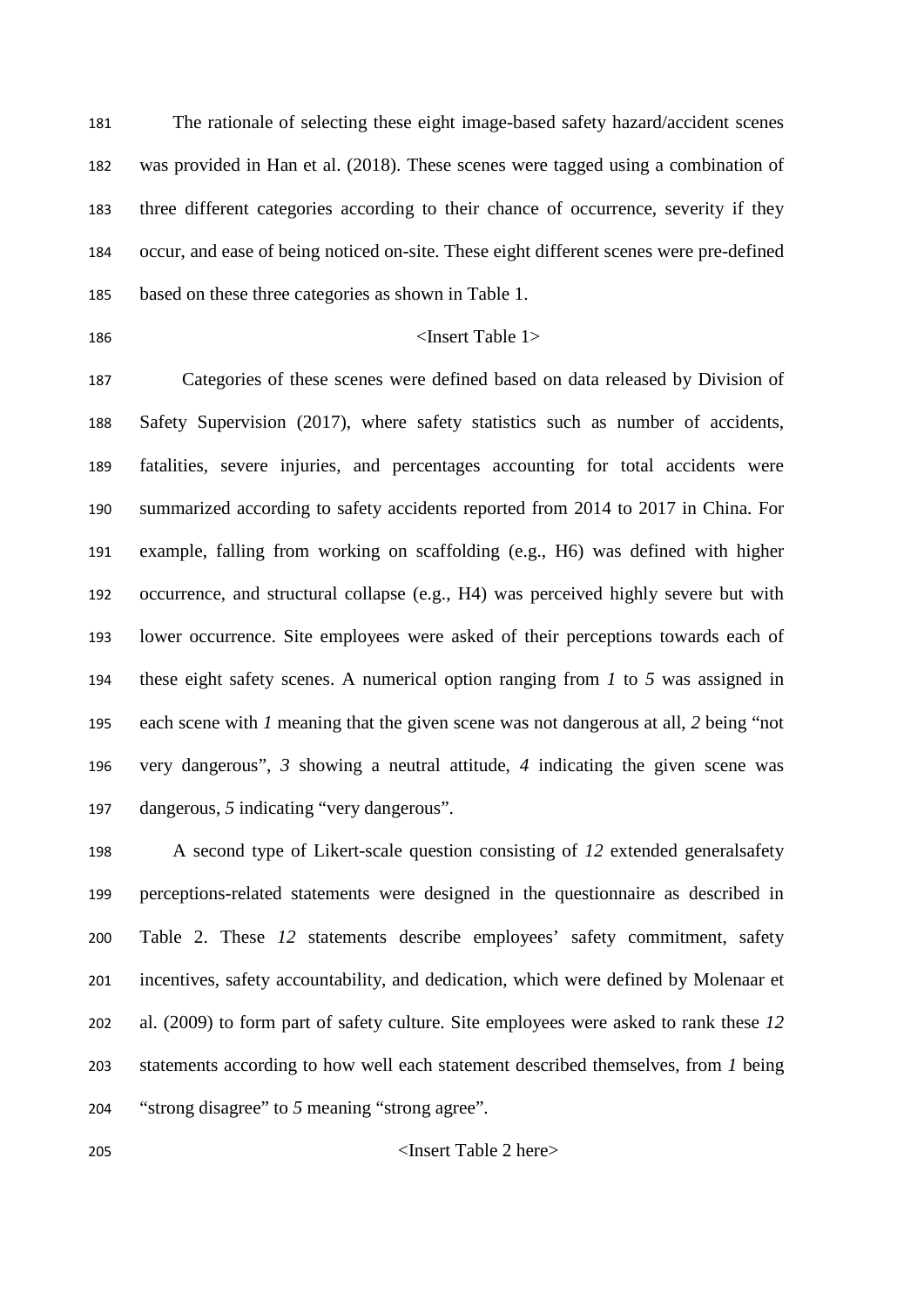The rationale of selecting these eight image-based safety hazard/accident scenes was provided in Han et al. (2018). These scenes were tagged using a combination of three different categories according to their chance of occurrence, severity if they occur, and ease of being noticed on-site. These eight different scenes were pre-defined based on these three categories as shown in Table 1.

<Insert Table 1>

Categories of these scenes were defined based on data released by Division of Safety Supervision (2017), where safety statistics such as number of accidents, fatalities, severe injuries, and percentages accounting for total accidents were summarized according to safety accidents reported from 2014 to 2017 in China. For example, falling from working on scaffolding (e.g., H6) was defined with higher occurrence, and structural collapse (e.g., H4) was perceived highly severe but with lower occurrence. Site employees were asked of their perceptions towards each of these eight safety scenes. A numerical option ranging from *1* to *5* was assigned in each scene with *1* meaning that the given scene was not dangerous at all, *2* being "not very dangerous", *3* showing a neutral attitude, *4* indicating the given scene was dangerous, *5* indicating "very dangerous".

A second type of Likert-scale question consisting of *12* extended generalsafety perceptions-related statements were designed in the questionnaire as described in Table 2. These *12* statements describe employees' safety commitment, safety incentives, safety accountability, and dedication, which were defined by Molenaar et al. (2009) to form part of safety culture. Site employees were asked to rank these *12* statements according to how well each statement described themselves, from *1* being "strong disagree" to *5* meaning "strong agree".

<Insert Table 2 here>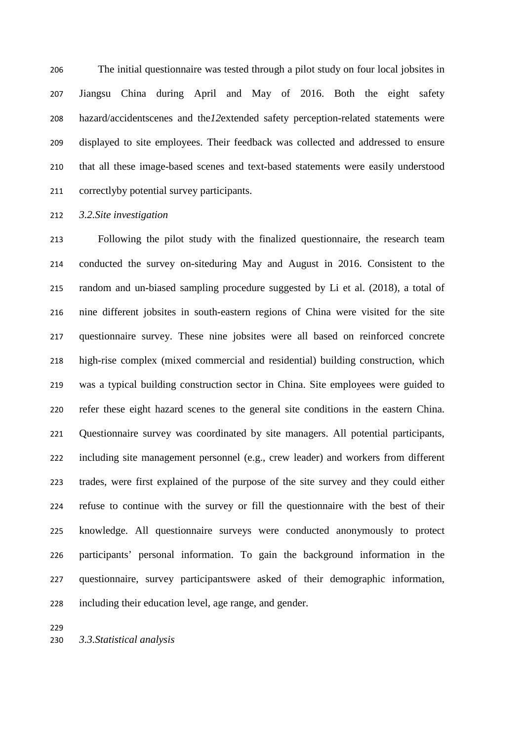The initial questionnaire was tested through a pilot study on four local jobsites in Jiangsu China during April and May of 2016. Both the eight safety hazard/accidentscenes and the*12*extended safety perception-related statements were displayed to site employees. Their feedback was collected and addressed to ensure that all these image-based scenes and text-based statements were easily understood correctlyby potential survey participants.

### *3.2.Site investigation*

Following the pilot study with the finalized questionnaire, the research team conducted the survey on-siteduring May and August in 2016. Consistent to the random and un-biased sampling procedure suggested by Li et al. (2018), a total of nine different jobsites in south-eastern regions of China were visited for the site questionnaire survey. These nine jobsites were all based on reinforced concrete high-rise complex (mixed commercial and residential) building construction, which was a typical building construction sector in China. Site employees were guided to refer these eight hazard scenes to the general site conditions in the eastern China. Questionnaire survey was coordinated by site managers. All potential participants, including site management personnel (e.g., crew leader) and workers from different trades, were first explained of the purpose of the site survey and they could either refuse to continue with the survey or fill the questionnaire with the best of their knowledge. All questionnaire surveys were conducted anonymously to protect participants' personal information. To gain the background information in the questionnaire, survey participantswere asked of their demographic information, including their education level, age range, and gender.

### *3.3.Statistical analysis*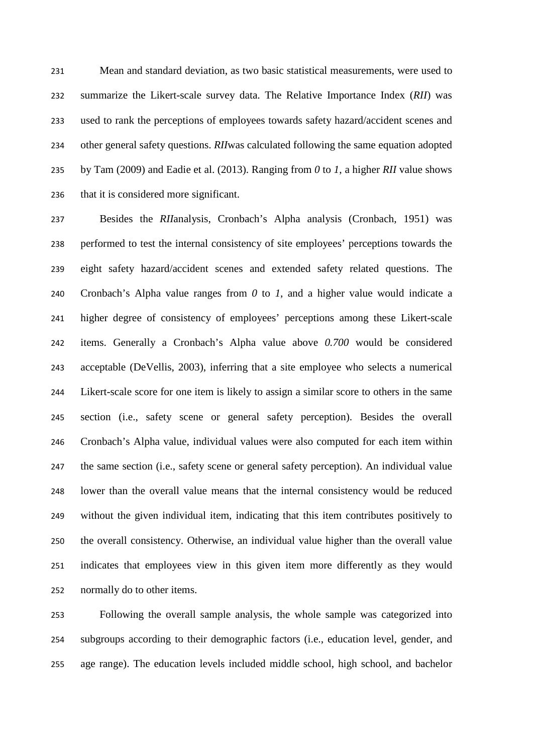Mean and standard deviation, as two basic statistical measurements, were used to summarize the Likert-scale survey data. The Relative Importance Index (*RII*) was used to rank the perceptions of employees towards safety hazard/accident scenes and other general safety questions. *RII*was calculated following the same equation adopted by Tam (2009) and Eadie et al. (2013). Ranging from *0* to *1*, a higher *RII* value shows that it is considered more significant.

Besides the *RII*analysis, Cronbach's Alpha analysis (Cronbach, 1951) was performed to test the internal consistency of site employees' perceptions towards the eight safety hazard/accident scenes and extended safety related questions. The Cronbach's Alpha value ranges from *0* to *1*, and a higher value would indicate a higher degree of consistency of employees' perceptions among these Likert-scale items. Generally a Cronbach's Alpha value above *0.700* would be considered acceptable (DeVellis, 2003), inferring that a site employee who selects a numerical Likert-scale score for one item is likely to assign a similar score to others in the same section (i.e., safety scene or general safety perception). Besides the overall Cronbach's Alpha value, individual values were also computed for each item within the same section (i.e., safety scene or general safety perception). An individual value lower than the overall value means that the internal consistency would be reduced without the given individual item, indicating that this item contributes positively to the overall consistency. Otherwise, an individual value higher than the overall value indicates that employees view in this given item more differently as they would normally do to other items.

Following the overall sample analysis, the whole sample was categorized into subgroups according to their demographic factors (i.e., education level, gender, and age range). The education levels included middle school, high school, and bachelor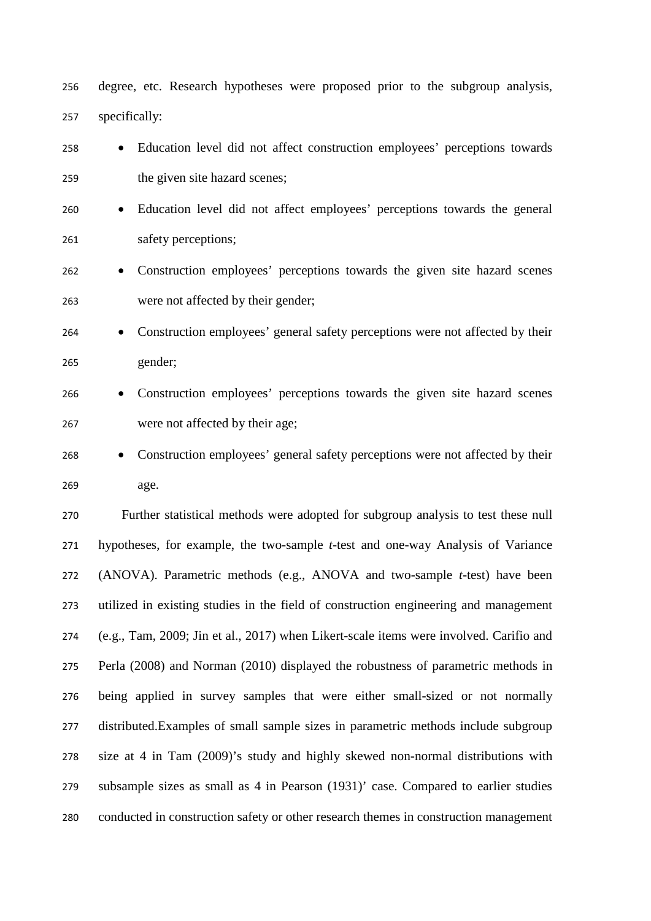degree, etc. Research hypotheses were proposed prior to the subgroup analysis, specifically:

- Education level did not affect construction employees' perceptions towards the given site hazard scenes;
- Education level did not affect employees' perceptions towards the general safety perceptions;
- Construction employees' perceptions towards the given site hazard scenes were not affected by their gender;
- Construction employees' general safety perceptions were not affected by their gender;
- Construction employees' perceptions towards the given site hazard scenes were not affected by their age;
- Construction employees' general safety perceptions were not affected by their age.

Further statistical methods were adopted for subgroup analysis to test these null hypotheses, for example, the two-sample *t*-test and one-way Analysis of Variance (ANOVA). Parametric methods (e.g., ANOVA and two-sample *t*-test) have been utilized in existing studies in the field of construction engineering and management (e.g., Tam, 2009; Jin et al., 2017) when Likert-scale items were involved. Carifio and Perla (2008) and Norman (2010) displayed the robustness of parametric methods in being applied in survey samples that were either small-sized or not normally distributed.Examples of small sample sizes in parametric methods include subgroup size at 4 in Tam (2009)'s study and highly skewed non-normal distributions with subsample sizes as small as 4 in Pearson (1931)' case. Compared to earlier studies conducted in construction safety or other research themes in construction management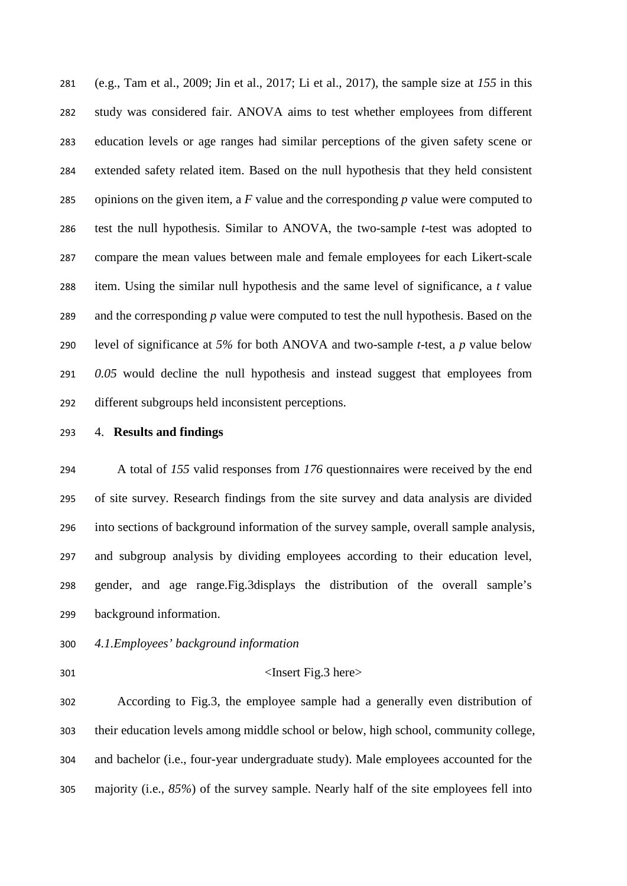(e.g., Tam et al., 2009; Jin et al., 2017; Li et al., 2017), the sample size at *155* in this study was considered fair. ANOVA aims to test whether employees from different education levels or age ranges had similar perceptions of the given safety scene or extended safety related item. Based on the null hypothesis that they held consistent opinions on the given item, a $F$ value and the corresponding $p$ value were computed to test the null hypothesis. Similar to ANOVA, the two-sample $t$-test was adopted to compare the mean values between male and female employees for each Likert-scale item. Using the similar null hypothesis and the same level of significance, a $t$ value and the corresponding $p$ value were computed to test the null hypothesis. Based on the level of significance at *5%* for both ANOVA and two-sample $t$-test, a $p$ value below *0.05* would decline the null hypothesis and instead suggest that employees from different subgroups held inconsistent perceptions.

## 4. Results and findings

A total of *155* valid responses from *176* questionnaires were received by the end of site survey. Research findings from the site survey and data analysis are divided into sections of background information of the survey sample, overall sample analysis, and subgroup analysis by dividing employees according to their education level, gender, and age range.Fig.3displays the distribution of the overall sample's background information.

### *4.1.Employees' background information*

<Insert Fig.3 here>

According to Fig.3, the employee sample had a generally even distribution of their education levels among middle school or below, high school, community college, and bachelor (i.e., four-year undergraduate study). Male employees accounted for the majority (i.e., *85%*) of the survey sample. Nearly half of the site employees fell into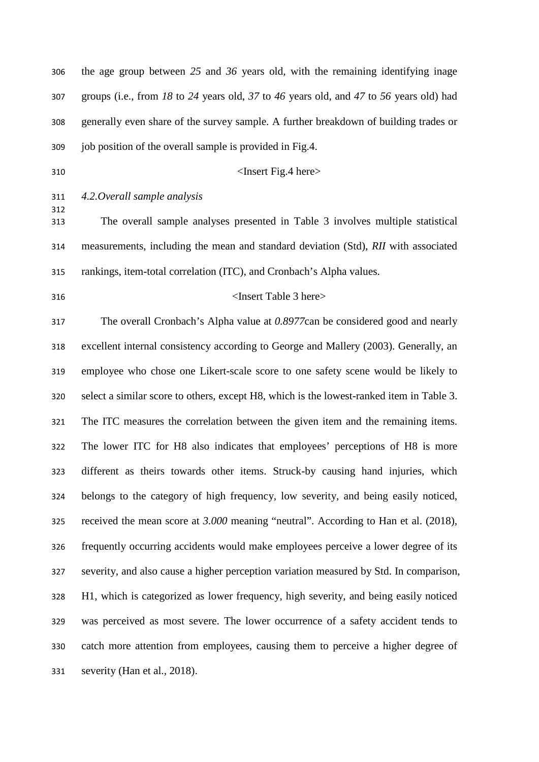the age group between *25* and *36* years old, with the remaining identifying inage groups (i.e., from *18* to *24* years old, *37* to *46* years old, and *47* to *56* years old) had generally even share of the survey sample. A further breakdown of building trades or job position of the overall sample is provided in Fig.4.

<Insert Fig.4 here>

### *4.2.Overall sample analysis*

The overall sample analyses presented in Table 3 involves multiple statistical measurements, including the mean and standard deviation (Std), *RII* with associated rankings, item-total correlation (ITC), and Cronbach's Alpha values.

<Insert Table 3 here>

The overall Cronbach's Alpha value at *0.8977*can be considered good and nearly excellent internal consistency according to George and Mallery (2003). Generally, an employee who chose one Likert-scale score to one safety scene would be likely to select a similar score to others, except H8, which is the lowest-ranked item in Table 3. The ITC measures the correlation between the given item and the remaining items. The lower ITC for H8 also indicates that employees' perceptions of H8 is more different as theirs towards other items. Struck-by causing hand injuries, which belongs to the category of high frequency, low severity, and being easily noticed, received the mean score at *3.000* meaning "neutral". According to Han et al. (2018), frequently occurring accidents would make employees perceive a lower degree of its severity, and also cause a higher perception variation measured by Std. In comparison, H1, which is categorized as lower frequency, high severity, and being easily noticed was perceived as most severe. The lower occurrence of a safety accident tends to catch more attention from employees, causing them to perceive a higher degree of severity (Han et al., 2018).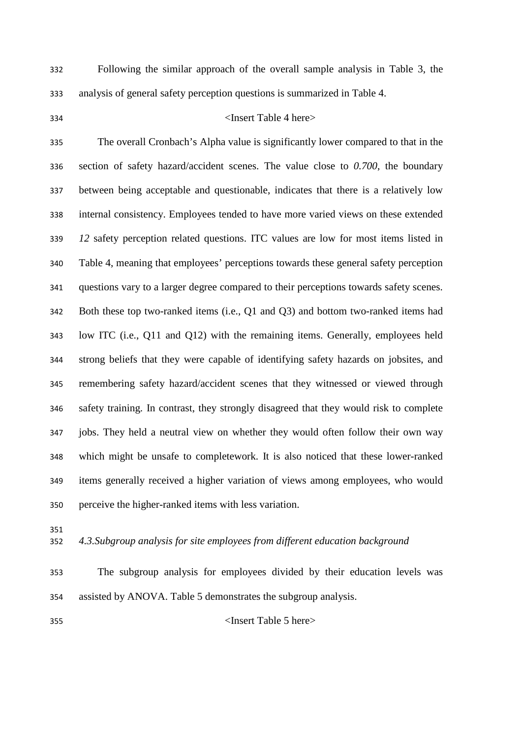Following the similar approach of the overall sample analysis in Table 3, the analysis of general safety perception questions is summarized in Table 4.

<Insert Table 4 here>

The overall Cronbach's Alpha value is significantly lower compared to that in the section of safety hazard/accident scenes. The value close to *0.700*, the boundary between being acceptable and questionable, indicates that there is a relatively low internal consistency. Employees tended to have more varied views on these extended *12* safety perception related questions. ITC values are low for most items listed in Table 4, meaning that employees' perceptions towards these general safety perception questions vary to a larger degree compared to their perceptions towards safety scenes. Both these top two-ranked items (i.e., Q1 and Q3) and bottom two-ranked items had low ITC (i.e., Q11 and Q12) with the remaining items. Generally, employees held strong beliefs that they were capable of identifying safety hazards on jobsites, and remembering safety hazard/accident scenes that they witnessed or viewed through safety training. In contrast, they strongly disagreed that they would risk to complete jobs. They held a neutral view on whether they would often follow their own way which might be unsafe to completework. It is also noticed that these lower-ranked items generally received a higher variation of views among employees, who would perceive the higher-ranked items with less variation.

### *4.3.Subgroup analysis for site employees from different education background*

The subgroup analysis for employees divided by their education levels was assisted by ANOVA. Table 5 demonstrates the subgroup analysis.

<Insert Table 5 here>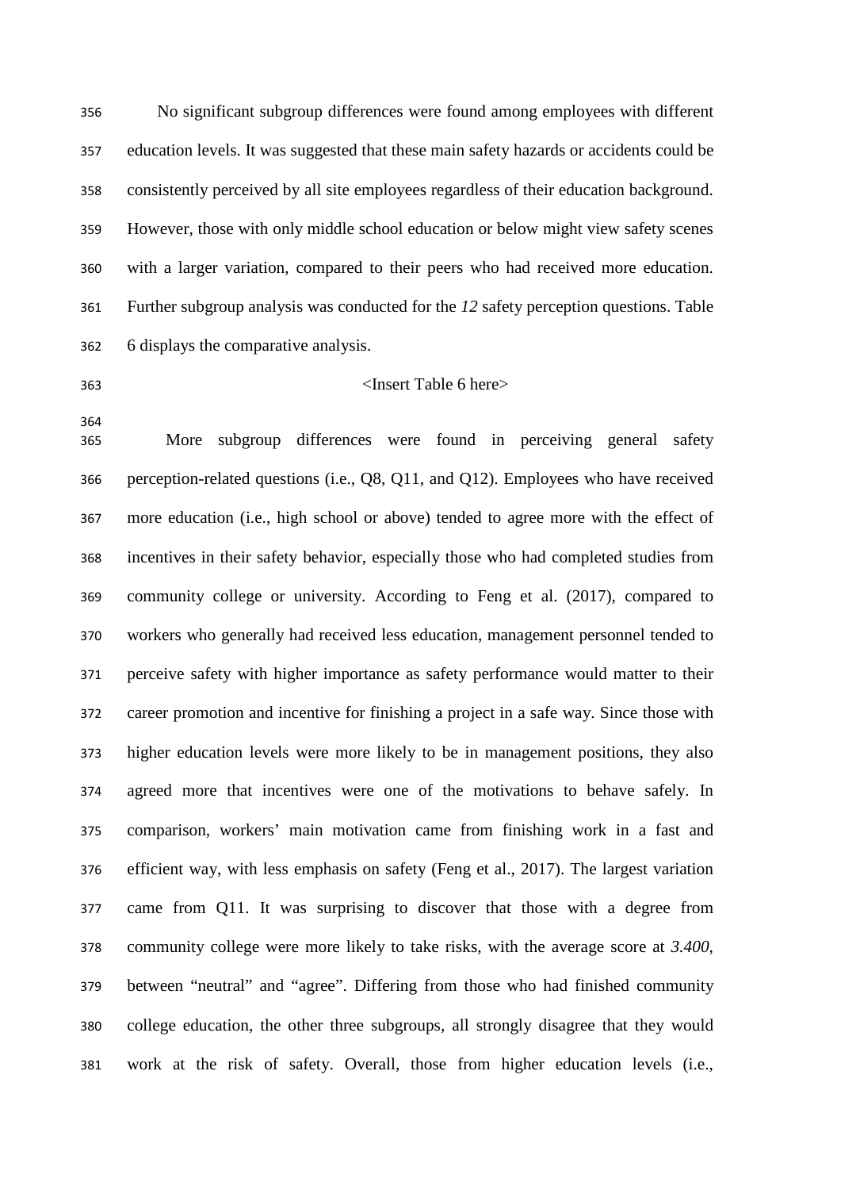No significant subgroup differences were found among employees with different education levels. It was suggested that these main safety hazards or accidents could be consistently perceived by all site employees regardless of their education background. However, those with only middle school education or below might view safety scenes with a larger variation, compared to their peers who had received more education. Further subgroup analysis was conducted for the *12* safety perception questions. Table 6 displays the comparative analysis.

<Insert Table 6 here>

More subgroup differences were found in perceiving general safety perception-related questions (i.e., Q8, Q11, and Q12). Employees who have received more education (i.e., high school or above) tended to agree more with the effect of incentives in their safety behavior, especially those who had completed studies from community college or university. According to Feng et al. (2017), compared to workers who generally had received less education, management personnel tended to perceive safety with higher importance as safety performance would matter to their career promotion and incentive for finishing a project in a safe way. Since those with higher education levels were more likely to be in management positions, they also agreed more that incentives were one of the motivations to behave safely. In comparison, workers' main motivation came from finishing work in a fast and efficient way, with less emphasis on safety (Feng et al., 2017). The largest variation came from Q11. It was surprising to discover that those with a degree from community college were more likely to take risks, with the average score at *3.400*, between "neutral" and "agree". Differing from those who had finished community college education, the other three subgroups, all strongly disagree that they would work at the risk of safety. Overall, those from higher education levels (i.e.,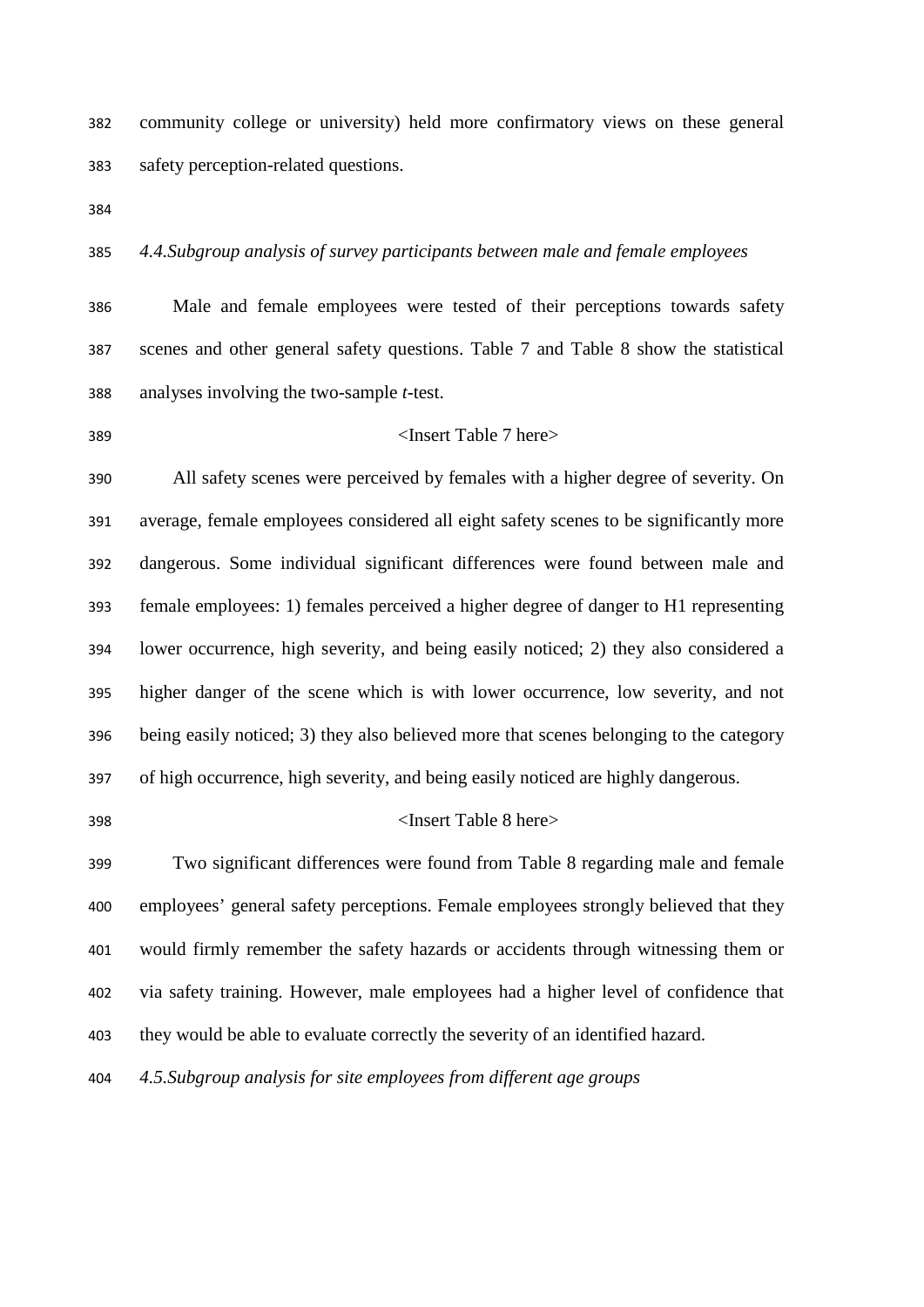community college or university) held more confirmatory views on these general safety perception-related questions.

### *4.4.Subgroup analysis of survey participants between male and female employees*

Male and female employees were tested of their perceptions towards safety scenes and other general safety questions. Table 7 and Table 8 show the statistical analyses involving the two-sample *t*-test.

<Insert Table 7 here>

All safety scenes were perceived by females with a higher degree of severity. On average, female employees considered all eight safety scenes to be significantly more dangerous. Some individual significant differences were found between male and female employees: 1) females perceived a higher degree of danger to H1 representing lower occurrence, high severity, and being easily noticed; 2) they also considered a higher danger of the scene which is with lower occurrence, low severity, and not being easily noticed; 3) they also believed more that scenes belonging to the category of high occurrence, high severity, and being easily noticed are highly dangerous.

<Insert Table 8 here>

Two significant differences were found from Table 8 regarding male and female employees' general safety perceptions. Female employees strongly believed that they would firmly remember the safety hazards or accidents through witnessing them or via safety training. However, male employees had a higher level of confidence that they would be able to evaluate correctly the severity of an identified hazard.

### *4.5.Subgroup analysis for site employees from different age groups*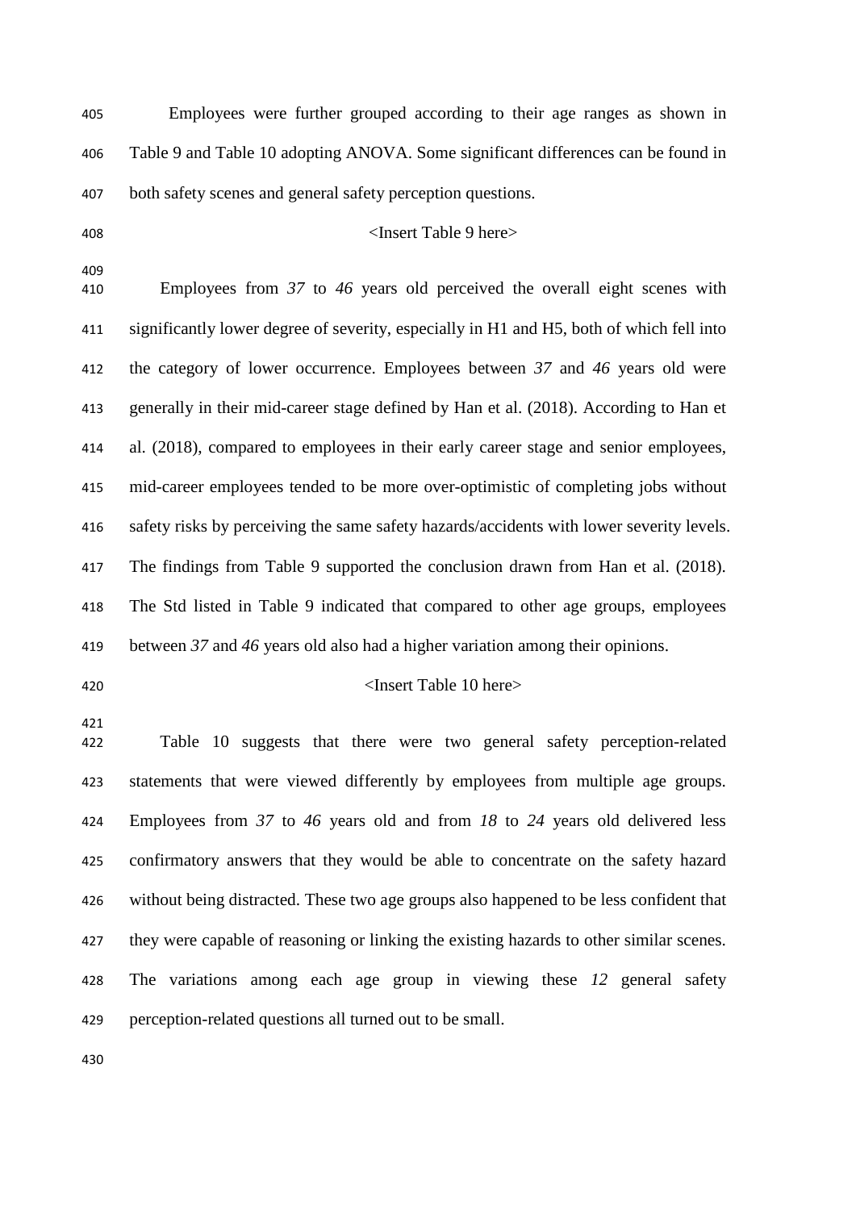Employees were further grouped according to their age ranges as shown in Table 9 and Table 10 adopting ANOVA. Some significant differences can be found in both safety scenes and general safety perception questions.

<Insert Table 9 here>

Employees from *37* to *46* years old perceived the overall eight scenes with significantly lower degree of severity, especially in H1 and H5, both of which fell into the category of lower occurrence. Employees between *37* and *46* years old were generally in their mid-career stage defined by Han et al. (2018). According to Han et al. (2018), compared to employees in their early career stage and senior employees, mid-career employees tended to be more over-optimistic of completing jobs without safety risks by perceiving the same safety hazards/accidents with lower severity levels. The findings from Table 9 supported the conclusion drawn from Han et al. (2018). The Std listed in Table 9 indicated that compared to other age groups, employees between *37* and *46* years old also had a higher variation among their opinions.

<Insert Table 10 here>

Table 10 suggests that there were two general safety perception-related statements that were viewed differently by employees from multiple age groups. Employees from *37* to *46* years old and from *18* to *24* years old delivered less confirmatory answers that they would be able to concentrate on the safety hazard without being distracted. These two age groups also happened to be less confident that they were capable of reasoning or linking the existing hazards to other similar scenes. The variations among each age group in viewing these *12* general safety perception-related questions all turned out to be small.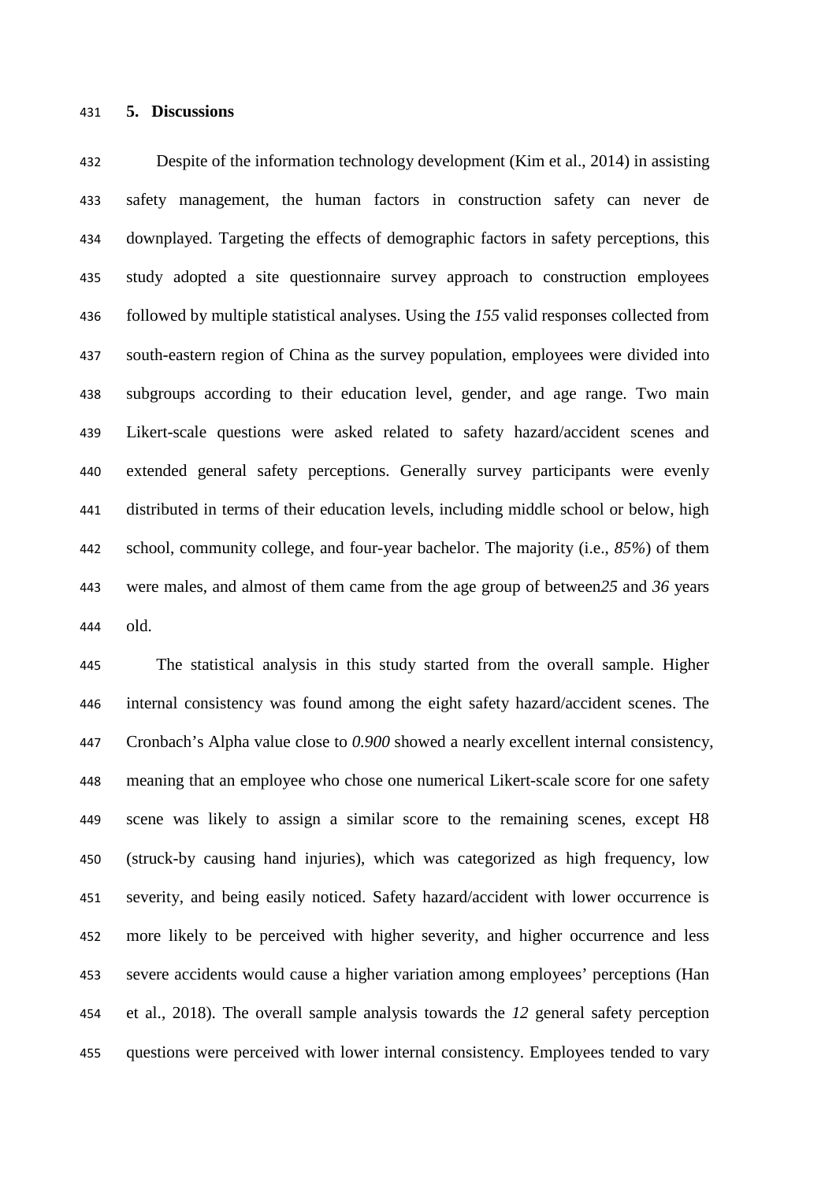## 5. Discussions

Despite of the information technology development (Kim et al., 2014) in assisting safety management, the human factors in construction safety can never de downplayed. Targeting the effects of demographic factors in safety perceptions, this study adopted a site questionnaire survey approach to construction employees followed by multiple statistical analyses. Using the *155* valid responses collected from south-eastern region of China as the survey population, employees were divided into subgroups according to their education level, gender, and age range. Two main Likert-scale questions were asked related to safety hazard/accident scenes and extended general safety perceptions. Generally survey participants were evenly distributed in terms of their education levels, including middle school or below, high school, community college, and four-year bachelor. The majority (i.e., *85%*) of them were males, and almost of them came from the age group of between*25* and *36* years old.

The statistical analysis in this study started from the overall sample. Higher internal consistency was found among the eight safety hazard/accident scenes. The Cronbach's Alpha value close to *0.900* showed a nearly excellent internal consistency, meaning that an employee who chose one numerical Likert-scale score for one safety scene was likely to assign a similar score to the remaining scenes, except H8 (struck-by causing hand injuries), which was categorized as high frequency, low severity, and being easily noticed. Safety hazard/accident with lower occurrence is more likely to be perceived with higher severity, and higher occurrence and less severe accidents would cause a higher variation among employees' perceptions (Han et al., 2018). The overall sample analysis towards the *12* general safety perception questions were perceived with lower internal consistency. Employees tended to vary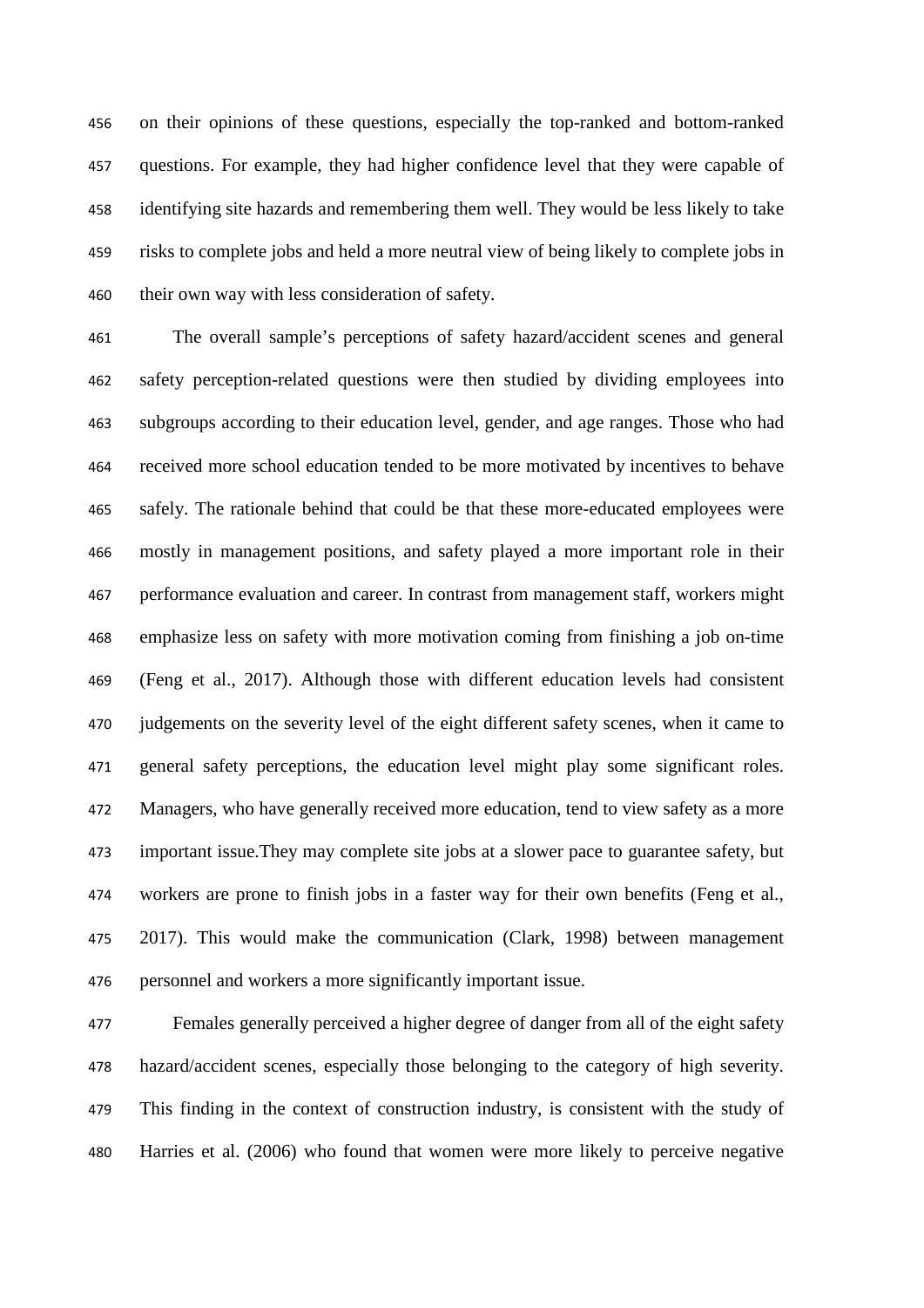on their opinions of these questions, especially the top-ranked and bottom-ranked questions. For example, they had higher confidence level that they were capable of identifying site hazards and remembering them well. They would be less likely to take risks to complete jobs and held a more neutral view of being likely to complete jobs in their own way with less consideration of safety.

The overall sample's perceptions of safety hazard/accident scenes and general safety perception-related questions were then studied by dividing employees into subgroups according to their education level, gender, and age ranges. Those who had received more school education tended to be more motivated by incentives to behave safely. The rationale behind that could be that these more-educated employees were mostly in management positions, and safety played a more important role in their performance evaluation and career. In contrast from management staff, workers might emphasize less on safety with more motivation coming from finishing a job on-time (Feng et al., 2017). Although those with different education levels had consistent judgements on the severity level of the eight different safety scenes, when it came to general safety perceptions, the education level might play some significant roles. Managers, who have generally received more education, tend to view safety as a more important issue.They may complete site jobs at a slower pace to guarantee safety, but workers are prone to finish jobs in a faster way for their own benefits (Feng et al., 2017). This would make the communication (Clark, 1998) between management personnel and workers a more significantly important issue.

Females generally perceived a higher degree of danger from all of the eight safety hazard/accident scenes, especially those belonging to the category of high severity. This finding in the context of construction industry, is consistent with the study of Harries et al. (2006) who found that women were more likely to perceive negative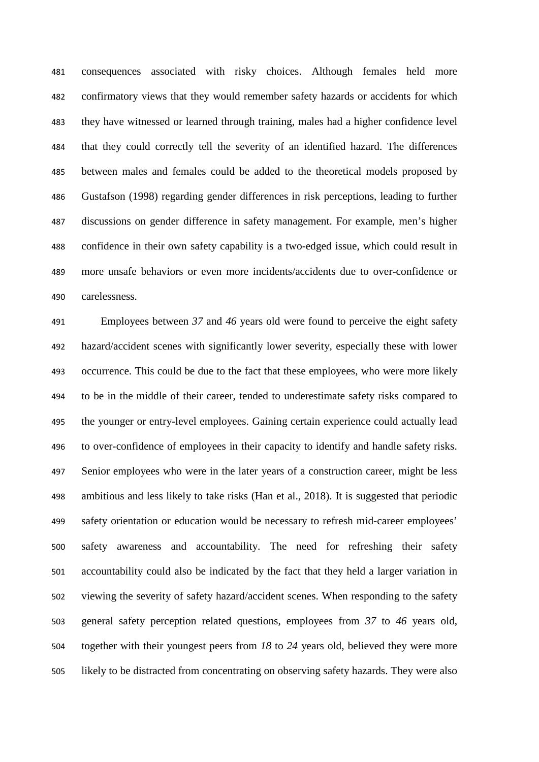consequences associated with risky choices. Although females held more confirmatory views that they would remember safety hazards or accidents for which they have witnessed or learned through training, males had a higher confidence level that they could correctly tell the severity of an identified hazard. The differences between males and females could be added to the theoretical models proposed by Gustafson (1998) regarding gender differences in risk perceptions, leading to further discussions on gender difference in safety management. For example, men's higher confidence in their own safety capability is a two-edged issue, which could result in more unsafe behaviors or even more incidents/accidents due to over-confidence or carelessness.

Employees between *37* and *46* years old were found to perceive the eight safety hazard/accident scenes with significantly lower severity, especially these with lower occurrence. This could be due to the fact that these employees, who were more likely to be in the middle of their career, tended to underestimate safety risks compared to the younger or entry-level employees. Gaining certain experience could actually lead to over-confidence of employees in their capacity to identify and handle safety risks. Senior employees who were in the later years of a construction career, might be less ambitious and less likely to take risks (Han et al., 2018). It is suggested that periodic safety orientation or education would be necessary to refresh mid-career employees' safety awareness and accountability. The need for refreshing their safety accountability could also be indicated by the fact that they held a larger variation in viewing the severity of safety hazard/accident scenes. When responding to the safety general safety perception related questions, employees from *37* to *46* years old, together with their youngest peers from *18* to *24* years old, believed they were more likely to be distracted from concentrating on observing safety hazards. They were also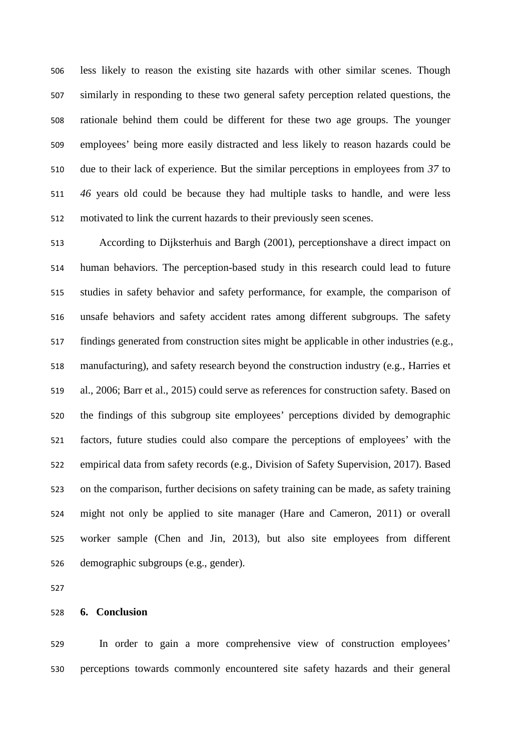less likely to reason the existing site hazards with other similar scenes. Though similarly in responding to these two general safety perception related questions, the rationale behind them could be different for these two age groups. The younger employees' being more easily distracted and less likely to reason hazards could be due to their lack of experience. But the similar perceptions in employees from *37* to *46* years old could be because they had multiple tasks to handle, and were less motivated to link the current hazards to their previously seen scenes.

According to Dijksterhuis and Bargh (2001), perceptionshave a direct impact on human behaviors. The perception-based study in this research could lead to future studies in safety behavior and safety performance, for example, the comparison of unsafe behaviors and safety accident rates among different subgroups. The safety findings generated from construction sites might be applicable in other industries (e.g., manufacturing), and safety research beyond the construction industry (e.g., Harries et al., 2006; Barr et al., 2015) could serve as references for construction safety. Based on the findings of this subgroup site employees' perceptions divided by demographic factors, future studies could also compare the perceptions of employees' with the empirical data from safety records (e.g., Division of Safety Supervision, 2017). Based on the comparison, further decisions on safety training can be made, as safety training might not only be applied to site manager (Hare and Cameron, 2011) or overall worker sample (Chen and Jin, 2013), but also site employees from different demographic subgroups (e.g., gender).

## 6. Conclusion

In order to gain a more comprehensive view of construction employees' perceptions towards commonly encountered site safety hazards and their general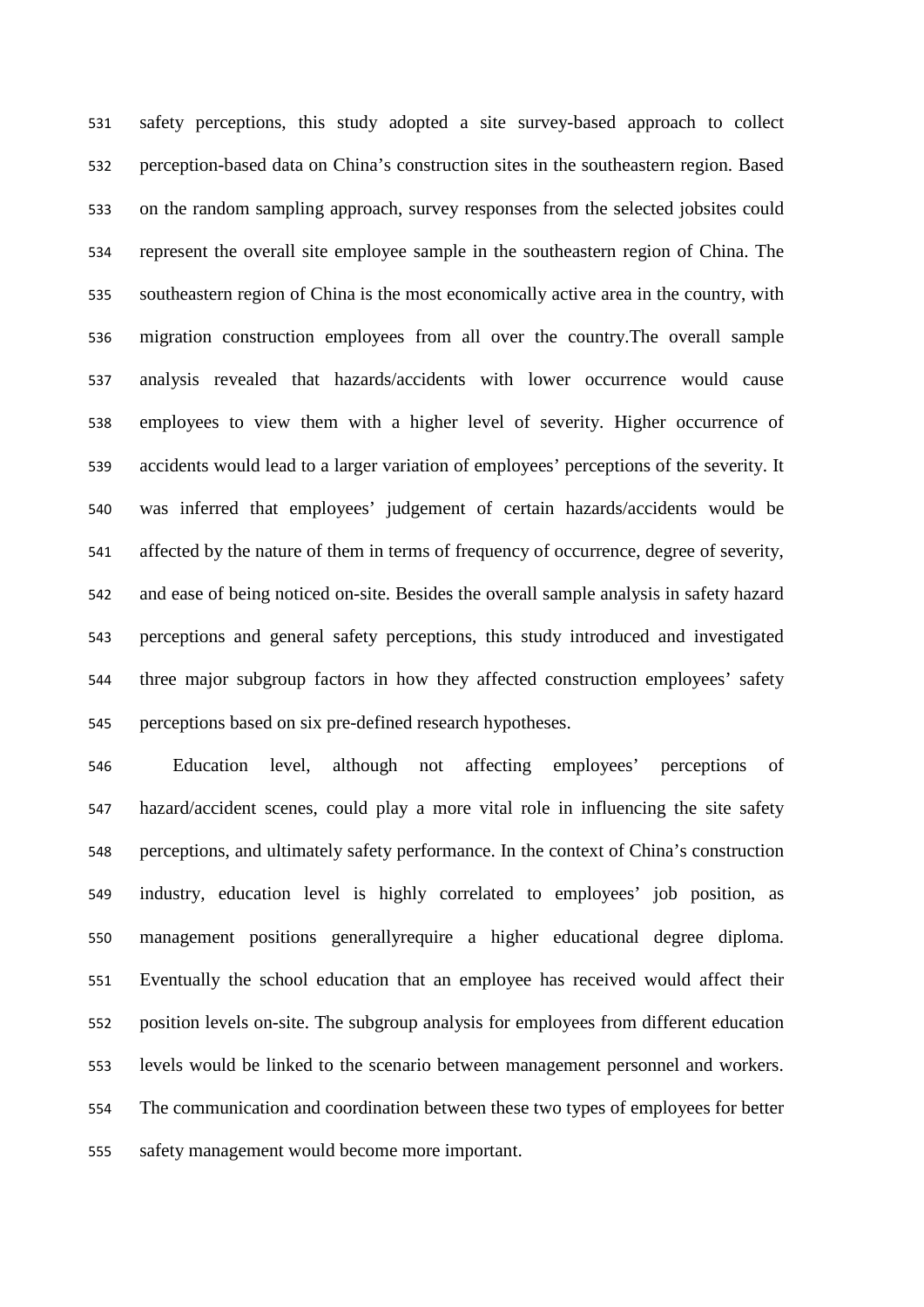safety perceptions, this study adopted a site survey-based approach to collect perception-based data on China's construction sites in the southeastern region. Based on the random sampling approach, survey responses from the selected jobsites could represent the overall site employee sample in the southeastern region of China. The southeastern region of China is the most economically active area in the country, with migration construction employees from all over the country.The overall sample analysis revealed that hazards/accidents with lower occurrence would cause employees to view them with a higher level of severity. Higher occurrence of accidents would lead to a larger variation of employees' perceptions of the severity. It was inferred that employees' judgement of certain hazards/accidents would be affected by the nature of them in terms of frequency of occurrence, degree of severity, and ease of being noticed on-site. Besides the overall sample analysis in safety hazard perceptions and general safety perceptions, this study introduced and investigated three major subgroup factors in how they affected construction employees' safety perceptions based on six pre-defined research hypotheses.

Education level, although not affecting employees' perceptions of hazard/accident scenes, could play a more vital role in influencing the site safety perceptions, and ultimately safety performance. In the context of China's construction industry, education level is highly correlated to employees' job position, as management positions generallyrequire a higher educational degree diploma. Eventually the school education that an employee has received would affect their position levels on-site. The subgroup analysis for employees from different education levels would be linked to the scenario between management personnel and workers. The communication and coordination between these two types of employees for better safety management would become more important.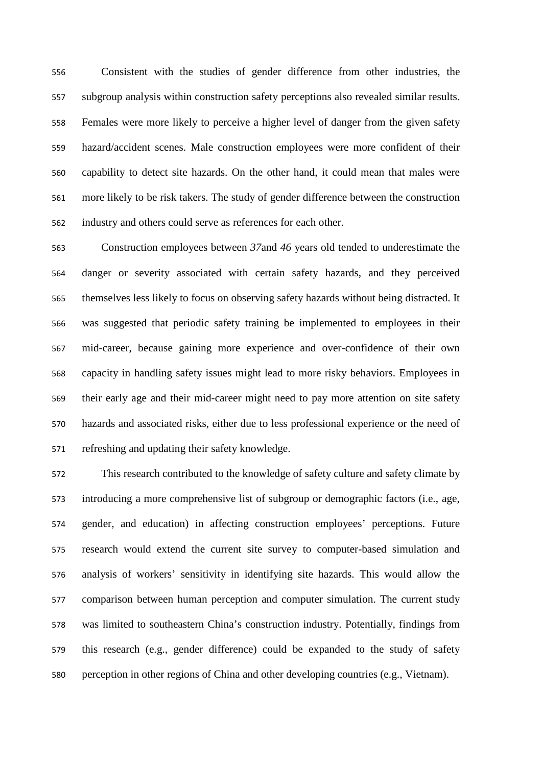Consistent with the studies of gender difference from other industries, the subgroup analysis within construction safety perceptions also revealed similar results. Females were more likely to perceive a higher level of danger from the given safety hazard/accident scenes. Male construction employees were more confident of their capability to detect site hazards. On the other hand, it could mean that males were more likely to be risk takers. The study of gender difference between the construction industry and others could serve as references for each other.

Construction employees between *37*and *46* years old tended to underestimate the danger or severity associated with certain safety hazards, and they perceived themselves less likely to focus on observing safety hazards without being distracted. It was suggested that periodic safety training be implemented to employees in their mid-career, because gaining more experience and over-confidence of their own capacity in handling safety issues might lead to more risky behaviors. Employees in their early age and their mid-career might need to pay more attention on site safety hazards and associated risks, either due to less professional experience or the need of refreshing and updating their safety knowledge.

This research contributed to the knowledge of safety culture and safety climate by introducing a more comprehensive list of subgroup or demographic factors (i.e., age, gender, and education) in affecting construction employees' perceptions. Future research would extend the current site survey to computer-based simulation and analysis of workers' sensitivity in identifying site hazards. This would allow the comparison between human perception and computer simulation. The current study was limited to southeastern China's construction industry. Potentially, findings from this research (e.g., gender difference) could be expanded to the study of safety perception in other regions of China and other developing countries (e.g., Vietnam).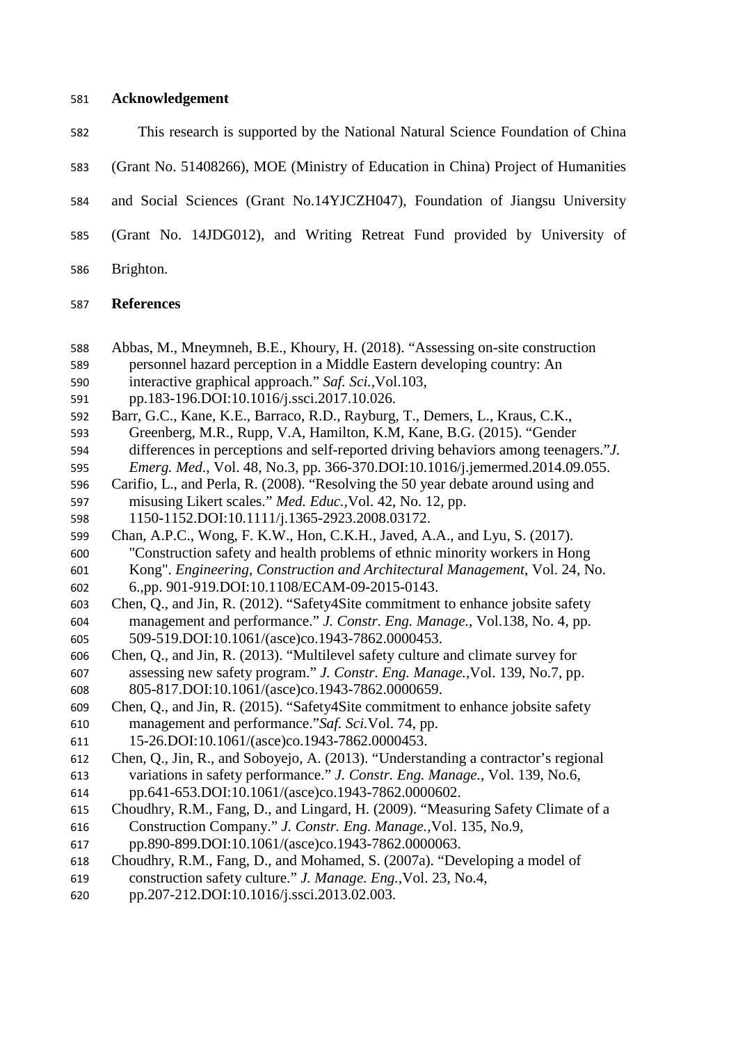## Acknowledgement

This research is supported by the National Natural Science Foundation of China (Grant No. 51408266), MOE (Ministry of Education in China) Project of Humanities and Social Sciences (Grant No.14YJCZH047), Foundation of Jiangsu University (Grant No. 14JDG012), and Writing Retreat Fund provided by University of Brighton.

## References

Abbas, M., Mneymneh, B.E., Khoury, H. (2018). "Assessing on-site construction personnel hazard perception in a Middle Eastern developing country: An interactive graphical approach." *Saf. Sci.*,Vol.103, pp.183-196.DOI:10.1016/j.ssci.2017.10.026.

Barr, G.C., Kane, K.E., Barraco, R.D., Rayburg, T., Demers, L., Kraus, C.K., Greenberg, M.R., Rupp, V.A, Hamilton, K.M, Kane, B.G. (2015). "Gender differences in perceptions and self-reported driving behaviors among teenagers."*J. Emerg. Med*., Vol. 48, No.3, pp. 366-370.DOI:10.1016/j.jemermed.2014.09.055.

Carifio, L., and Perla, R. (2008). "Resolving the 50 year debate around using and misusing Likert scales." *Med. Educ.*,Vol. 42, No. 12, pp. 1150-1152.DOI:10.1111/j.1365-2923.2008.03172.

Chan, A.P.C., Wong, F. K.W., Hon, C.K.H., Javed, A.A., and Lyu, S. (2017). "Construction safety and health problems of ethnic minority workers in Hong Kong". *Engineering, Construction and Architectural Management*, Vol. 24, No. 6.,pp. 901-919.DOI:10.1108/ECAM-09-2015-0143.

Chen, Q., and Jin, R. (2012). "Safety4Site commitment to enhance jobsite safety management and performance." *J. Constr. Eng. Manage.*, Vol.138, No. 4, pp. 509-519.DOI:10.1061/(asce)co.1943-7862.0000453.

Chen, Q., and Jin, R. (2013). "Multilevel safety culture and climate survey for assessing new safety program." *J. Constr. Eng. Manage.*,Vol. 139, No.7, pp. 805-817.DOI:10.1061/(asce)co.1943-7862.0000659.

Chen, Q., and Jin, R. (2015). "Safety4Site commitment to enhance jobsite safety management and performance."*Saf. Sci*.Vol. 74, pp. 15-26.DOI:10.1061/(asce)co.1943-7862.0000453.

Chen, Q., Jin, R., and Soboyejo, A. (2013). "Understanding a contractor's regional variations in safety performance." *J. Constr. Eng. Manage.*, Vol. 139, No.6, pp.641-653.DOI:10.1061/(asce)co.1943-7862.0000602.

Choudhry, R.M., Fang, D., and Lingard, H. (2009). "Measuring Safety Climate of a Construction Company." *J. Constr. Eng. Manage.*,Vol. 135, No.9, pp.890-899.DOI:10.1061/(asce)co.1943-7862.0000063.

Choudhry, R.M., Fang, D., and Mohamed, S. (2007a). "Developing a model of construction safety culture." *J. Manage. Eng.*,Vol. 23, No.4, pp.207-212.DOI:10.1016/j.ssci.2013.02.003.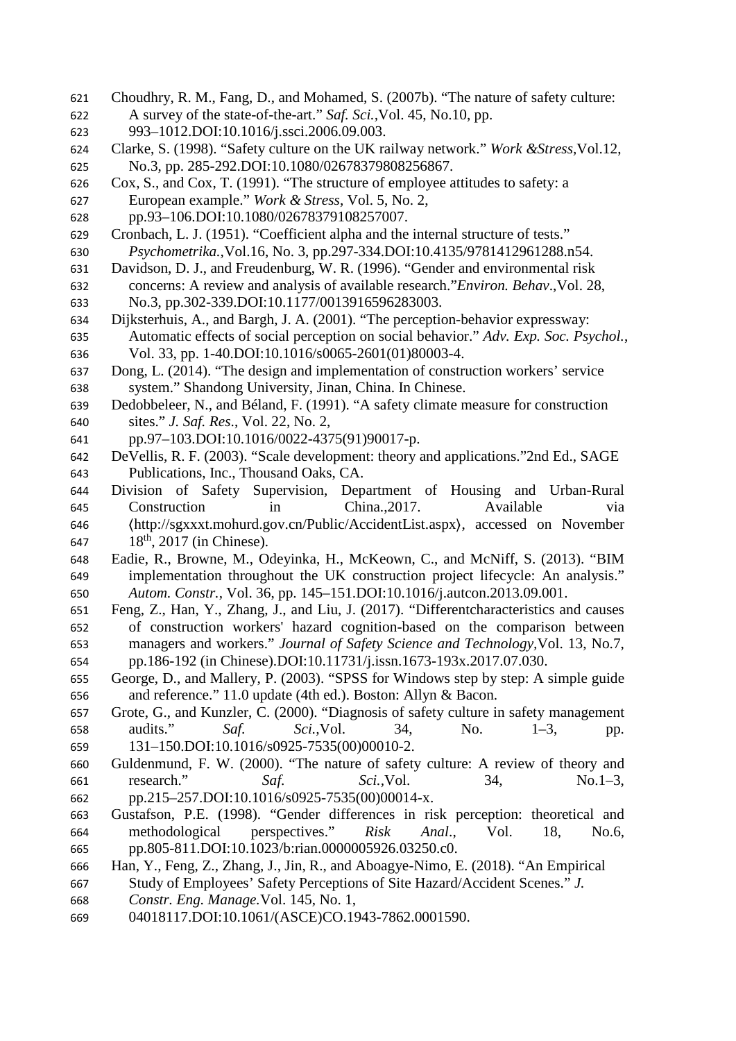Choudhry, R. M., Fang, D., and Mohamed, S. (2007b). "The nature of safety culture: A survey of the state-of-the-art." *Saf. Sci.*,Vol. 45, No.10, pp. 993–1012.DOI:10.1016/j.ssci.2006.09.003.

Clarke, S. (1998). "Safety culture on the UK railway network." *Work &Stress*,Vol.12, No.3, pp. 285-292.DOI:10.1080/02678379808256867.

Cox, S., and Cox, T. (1991). "The structure of employee attitudes to safety: a European example." *Work & Stress*, Vol. 5, No. 2, pp.93–106.DOI:10.1080/02678379108257007.

Cronbach, L. J. (1951). "Coefficient alpha and the internal structure of tests." *Psychometrika.*,Vol.16, No. 3, pp.297-334.DOI:10.4135/9781412961288.n54.

Davidson, D. J., and Freudenburg, W. R. (1996). "Gender and environmental risk concerns: A review and analysis of available research."*Environ. Behav*.,Vol. 28, No.3, pp.302-339.DOI:10.1177/0013916596283003.

Dijksterhuis, A., and Bargh, J. A. (2001). "The perception-behavior expressway: Automatic effects of social perception on social behavior." *Adv. Exp. Soc. Psychol.*, Vol. 33, pp. 1-40.DOI:10.1016/s0065-2601(01)80003-4.

Dong, L. (2014). "The design and implementation of construction workers' service system." Shandong University, Jinan, China. In Chinese.

Dedobbeleer, N., and Béland, F. (1991). "A safety climate measure for construction sites." *J. Saf. Res*., Vol. 22, No. 2, pp.97–103.DOI:10.1016/0022-4375(91)90017-p.

DeVellis, R. F. (2003). "Scale development: theory and applications."2nd Ed., SAGE Publications, Inc., Thousand Oaks, CA.

Division of Safety Supervision, Department of Housing and Urban-Rural Construction in China.,2017. Available via ⟨http://sgxxxt.mohurd.gov.cn/Public/AccidentList.aspx⟩, accessed on November 18th, 2017 (in Chinese).

Eadie, R., Browne, M., Odeyinka, H., McKeown, C., and McNiff, S. (2013). "BIM implementation throughout the UK construction project lifecycle: An analysis." *Autom. Constr.*, Vol. 36, pp. 145–151.DOI:10.1016/j.autcon.2013.09.001.

Feng, Z., Han, Y., Zhang, J., and Liu, J. (2017). "Differentcharacteristics and causes of construction workers' hazard cognition-based on the comparison between managers and workers." *Journal of Safety Science and Technology*,Vol. 13, No.7, pp.186-192 (in Chinese).DOI:10.11731/j.issn.1673-193x.2017.07.030.

George, D., and Mallery, P. (2003). "SPSS for Windows step by step: A simple guide and reference." 11.0 update (4th ed.). Boston: Allyn & Bacon.

Grote, G., and Kunzler, C. (2000). "Diagnosis of safety culture in safety management audits." *Saf. Sci.*,Vol. 34, No. 1–3, pp. 131–150.DOI:10.1016/s0925-7535(00)00010-2.

Guldenmund, F. W. (2000). "The nature of safety culture: A review of theory and research." *Saf. Sci.*,Vol. 34, No.1–3, pp.215–257.DOI:10.1016/s0925-7535(00)00014-x.

Gustafson, P.E. (1998). "Gender differences in risk perception: theoretical and methodological perspectives." *Risk Anal*., Vol. 18, No.6, pp.805-811.DOI:10.1023/b:rian.0000005926.03250.c0.

Han, Y., Feng, Z., Zhang, J., Jin, R., and Aboagye-Nimo, E. (2018). "An Empirical Study of Employees' Safety Perceptions of Site Hazard/Accident Scenes." *J. Constr. Eng. Manage.*Vol. 145, No. 1, 04018117.DOI:10.1061/(ASCE)CO.1943-7862.0001590.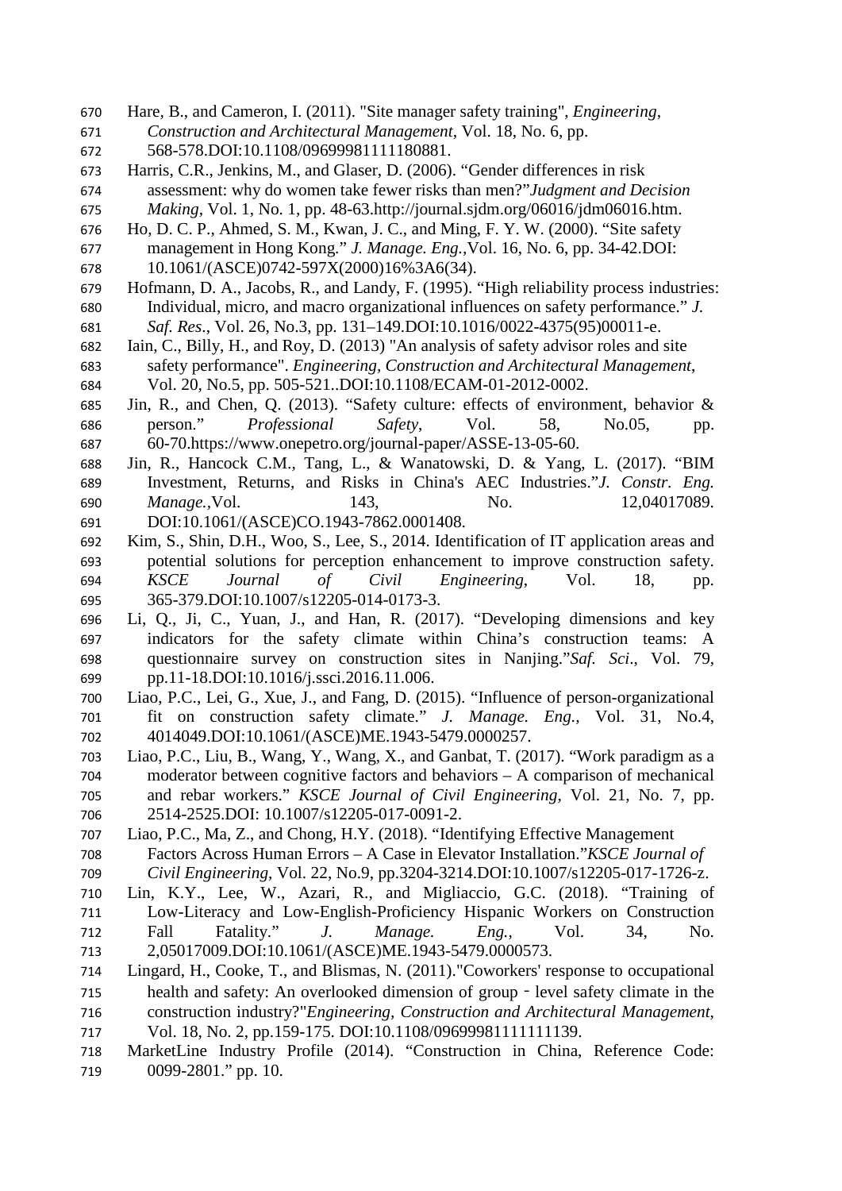Hare, B., and Cameron, I. (2011). "Site manager safety training", *Engineering, Construction and Architectural Management,* Vol. 18, No. 6, pp. 568-578.DOI:10.1108/09699981111180881.

Harris, C.R., Jenkins, M., and Glaser, D. (2006). "Gender differences in risk assessment: why do women take fewer risks than men?"*Judgment and Decision Making*, Vol. 1, No. 1, pp. 48-63.http://journal.sjdm.org/06016/jdm06016.htm.

Ho, D. C. P., Ahmed, S. M., Kwan, J. C., and Ming, F. Y. W. (2000). "Site safety management in Hong Kong." *J. Manage. Eng.*,Vol. 16, No. 6, pp. 34-42.DOI: 10.1061/(ASCE)0742-597X(2000)16%3A6(34).

Hofmann, D. A., Jacobs, R., and Landy, F. (1995). "High reliability process industries: Individual, micro, and macro organizational influences on safety performance." *J. Saf. Res.*, Vol. 26, No.3, pp. 131–149.DOI:10.1016/0022-4375(95)00011-e.

Iain, C., Billy, H., and Roy, D. (2013) "An analysis of safety advisor roles and site safety performance". *Engineering, Construction and Architectural Management*, Vol. 20, No.5, pp. 505-521..DOI:10.1108/ECAM-01-2012-0002.

Jin, R., and Chen, Q. (2013). "Safety culture: effects of environment, behavior & person." *Professional Safety*, Vol. 58, No.05, pp. 60-70.https://www.onepetro.org/journal-paper/ASSE-13-05-60.

Jin, R., Hancock C.M., Tang, L., & Wanatowski, D. & Yang, L. (2017). "BIM Investment, Returns, and Risks in China's AEC Industries."*J. Constr. Eng. Manage.*,Vol. 143, No. 12,04017089. DOI:10.1061/(ASCE)CO.1943-7862.0001408.

Kim, S., Shin, D.H., Woo, S., Lee, S., 2014. Identification of IT application areas and potential solutions for perception enhancement to improve construction safety. *KSCE Journal of Civil Engineering*, Vol. 18, pp. 365-379.DOI:10.1007/s12205-014-0173-3.

Li, Q., Ji, C., Yuan, J., and Han, R. (2017). "Developing dimensions and key indicators for the safety climate within China's construction teams: A questionnaire survey on construction sites in Nanjing."*Saf. Sci*., Vol. 79, pp.11-18.DOI:10.1016/j.ssci.2016.11.006.

Liao, P.C., Lei, G., Xue, J., and Fang, D. (2015). "Influence of person-organizational fit on construction safety climate." *J. Manage. Eng.*, Vol. 31, No.4, 4014049.DOI:10.1061/(ASCE)ME.1943-5479.0000257.

Liao, P.C., Liu, B., Wang, Y., Wang, X., and Ganbat, T. (2017). "Work paradigm as a moderator between cognitive factors and behaviors – A comparison of mechanical and rebar workers." *KSCE Journal of Civil Engineering*, Vol. 21, No. 7, pp. 2514-2525.DOI: 10.1007/s12205-017-0091-2.

Liao, P.C., Ma, Z., and Chong, H.Y. (2018). "Identifying Effective Management Factors Across Human Errors – A Case in Elevator Installation."*KSCE Journal of Civil Engineering*, Vol. 22, No.9, pp.3204-3214.DOI:10.1007/s12205-017-1726-z.

Lin, K.Y., Lee, W., Azari, R., and Migliaccio, G.C. (2018). "Training of Low-Literacy and Low-English-Proficiency Hispanic Workers on Construction Fall Fatality." *J. Manage. Eng.*, Vol. 34, No. 2,05017009.DOI:10.1061/(ASCE)ME.1943-5479.0000573.

Lingard, H., Cooke, T., and Blismas, N. (2011)."Coworkers' response to occupational health and safety: An overlooked dimension of group‐level safety climate in the construction industry?"*Engineering, Construction and Architectural Management*, Vol. 18, No. 2, pp.159-175. DOI:10.1108/09699981111111139.

MarketLine Industry Profile (2014). "Construction in China, Reference Code: 0099-2801." pp. 10.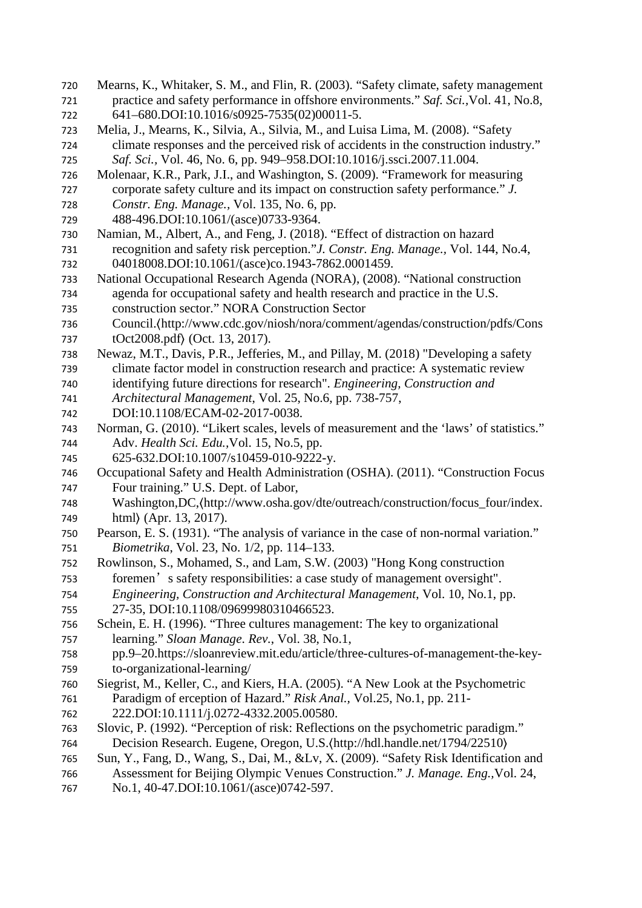Mearns, K., Whitaker, S. M., and Flin, R. (2003). “Safety climate, safety management practice and safety performance in offshore environments.” *Saf. Sci.*,Vol. 41, No.8, 641–680.DOI:10.1016/s0925-7535(02)00011-5.

Melia, J., Mearns, K., Silvia, A., Silvia, M., and Luisa Lima, M. (2008). “Safety climate responses and the perceived risk of accidents in the construction industry.” *Saf. Sci.*, Vol. 46, No. 6, pp. 949–958.DOI:10.1016/j.ssci.2007.11.004.

Molenaar, K.R., Park, J.I., and Washington, S. (2009). “Framework for measuring corporate safety culture and its impact on construction safety performance.” *J. Constr. Eng. Manage.*, Vol. 135, No. 6, pp. 488-496.DOI:10.1061/(asce)0733-9364.

Namian, M., Albert, A., and Feng, J. (2018). “Effect of distraction on hazard recognition and safety risk perception.”*J. Constr. Eng. Manage.*, Vol. 144, No.4, 04018008.DOI:10.1061/(asce)co.1943-7862.0001459.

National Occupational Research Agenda (NORA), (2008). “National construction agenda for occupational safety and health research and practice in the U.S. construction sector.” NORA Construction Sector Council.⟨http://www.cdc.gov/niosh/nora/comment/agendas/construction/pdfs/ConstOct2008.pdf⟩ (Oct. 13, 2017).

Newaz, M.T., Davis, P.R., Jefferies, M., and Pillay, M. (2018) "Developing a safety climate factor model in construction research and practice: A systematic review identifying future directions for research". *Engineering, Construction and Architectural Management*, Vol. 25, No.6, pp. 738-757, DOI:10.1108/ECAM-02-2017-0038.

Norman, G. (2010). “Likert scales, levels of measurement and the ‘laws’ of statistics.” Adv. *Health Sci. Edu.*,Vol. 15, No.5, pp. 625-632.DOI:10.1007/s10459-010-9222-y.

Occupational Safety and Health Administration (OSHA). (2011). “Construction Focus Four training.” U.S. Dept. of Labor, Washington,DC,⟨http://www.osha.gov/dte/outreach/construction/focus_four/index.html⟩ (Apr. 13, 2017).

Pearson, E. S. (1931). “The analysis of variance in the case of non-normal variation.” *Biometrika*, Vol. 23, No. 1/2, pp. 114–133.

Rowlinson, S., Mohamed, S., and Lam, S.W. (2003) "Hong Kong construction foremen’s safety responsibilities: a case study of management oversight". *Engineering, Construction and Architectural Management*, Vol. 10, No.1, pp. 27-35, DOI:10.1108/09699980310466523.

Schein, E. H. (1996). “Three cultures management: The key to organizational learning.” *Sloan Manage. Rev.*, Vol. 38, No.1, pp.9–20.https://sloanreview.mit.edu/article/three-cultures-of-management-the-key-to-organizational-learning/

Siegrist, M., Keller, C., and Kiers, H.A. (2005). “A New Look at the Psychometric Paradigm of erception of Hazard.” *Risk Anal.*, Vol.25, No.1, pp. 211-222.DOI:10.1111/j.0272-4332.2005.00580.

Slovic, P. (1992). “Perception of risk: Reflections on the psychometric paradigm.” Decision Research. Eugene, Oregon, U.S.⟨http://hdl.handle.net/1794/22510⟩

Sun, Y., Fang, D., Wang, S., Dai, M., &Lv, X. (2009). “Safety Risk Identification and Assessment for Beijing Olympic Venues Construction.” *J. Manage. Eng.*,Vol. 24, No.1, 40-47.DOI:10.1061/(asce)0742-597.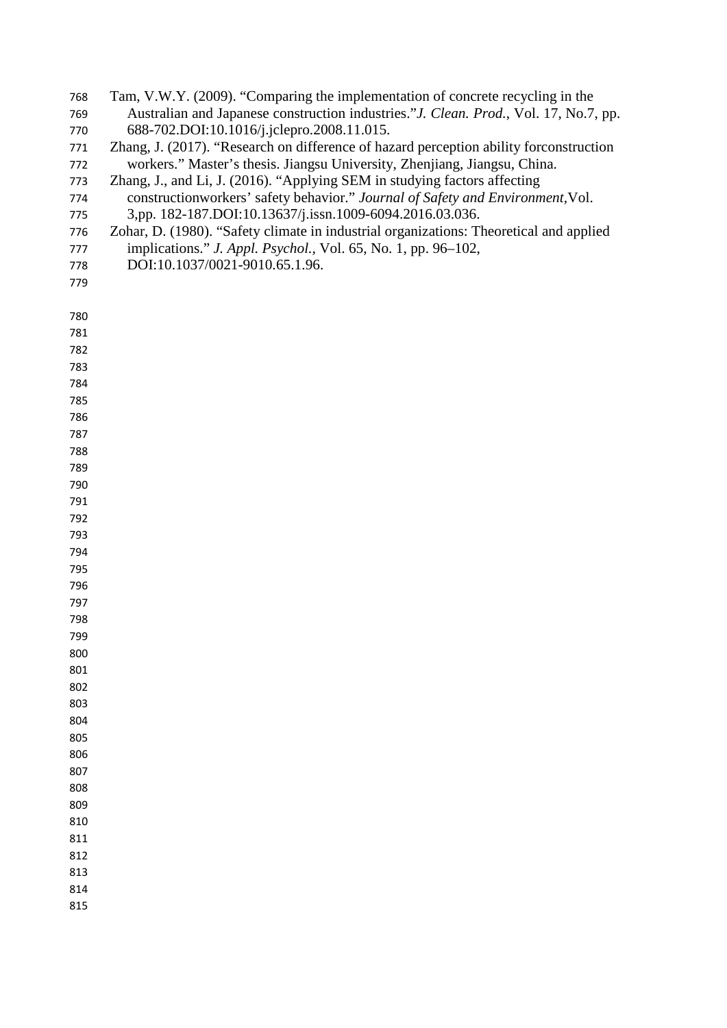Tam, V.W.Y. (2009). "Comparing the implementation of concrete recycling in the Australian and Japanese construction industries."*J. Clean. Prod.*, Vol. 17, No.7, pp. 688-702.DOI:10.1016/j.jclepro.2008.11.015.

Zhang, J. (2017). "Research on difference of hazard perception ability forconstruction workers." Master's thesis. Jiangsu University, Zhenjiang, Jiangsu, China.

Zhang, J., and Li, J. (2016). "Applying SEM in studying factors affecting constructionworkers' safety behavior." *Journal of Safety and Environment*,Vol. 3,pp. 182-187.DOI:10.13637/j.issn.1009-6094.2016.03.036.

Zohar, D. (1980). "Safety climate in industrial organizations: Theoretical and applied implications." *J. Appl. Psychol.*, Vol. 65, No. 1, pp. 96–102, DOI:10.1037/0021-9010.65.1.96.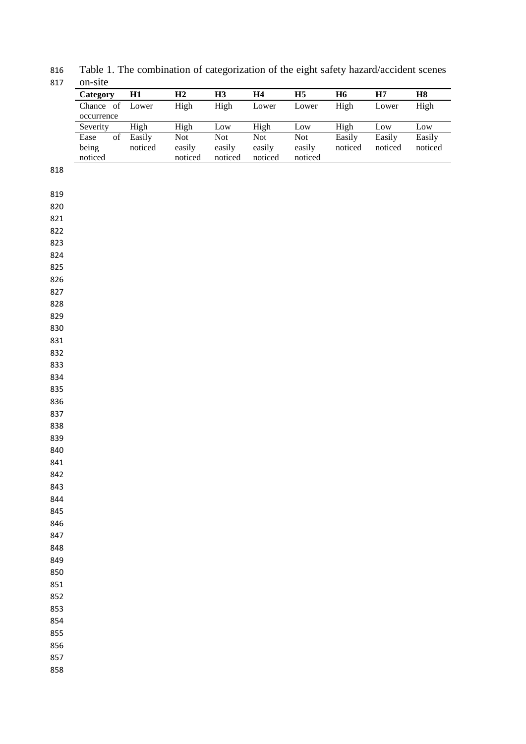Table 1. The combination of categorization of the eight safety hazard/accident scenes on-site

| Category | H1 | H2 | H3 | H4 | H5 | H6 | H7 | H8 |
|---|---|---|---|---|---|---|---|---|
| Chance of occurrence | Lower | High | High | Lower | Lower | High | Lower | High |
| Severity | High | High | Low | High | Low | High | Low | Low |
| Ease of being noticed | Easily noticed | Not easily noticed | Not easily noticed | Not easily noticed | Not easily noticed | Easily noticed | Easily noticed | Easily noticed |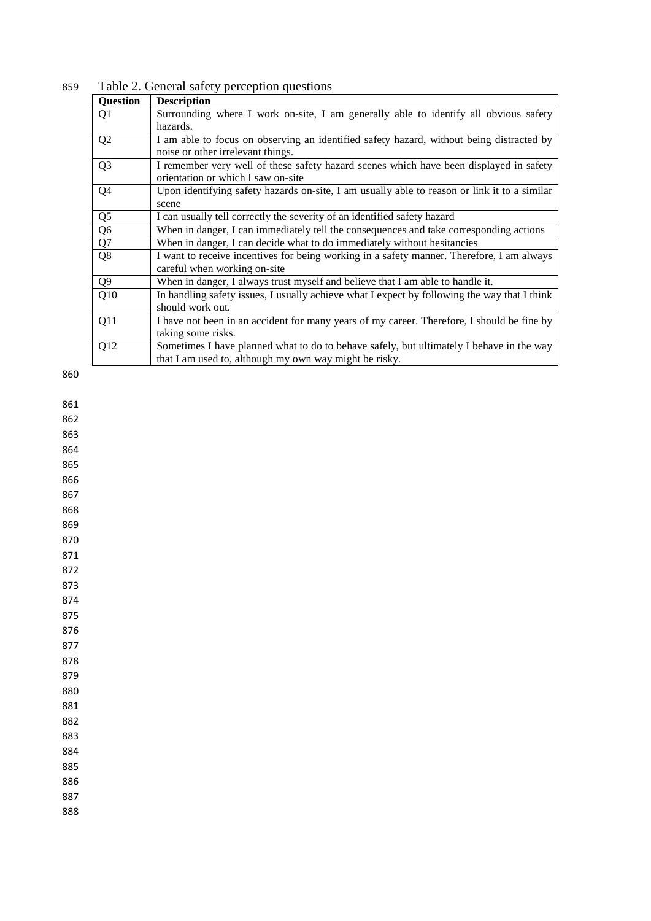Table 2. General safety perception questions

| Question | Description |
|---|---|
| Q1 | Surrounding where I work on-site, I am generally able to identify all obvious safety hazards. |
| Q2 | I am able to focus on observing an identified safety hazard, without being distracted by noise or other irrelevant things. |
| Q3 | I remember very well of these safety hazard scenes which have been displayed in safety orientation or which I saw on-site |
| Q4 | Upon identifying safety hazards on-site, I am usually able to reason or link it to a similar scene |
| Q5 | I can usually tell correctly the severity of an identified safety hazard |
| Q6 | When in danger, I can immediately tell the consequences and take corresponding actions |
| Q7 | When in danger, I can decide what to do immediately without hesitancies |
| Q8 | I want to receive incentives for being working in a safety manner. Therefore, I am always careful when working on-site |
| Q9 | When in danger, I always trust myself and believe that I am able to handle it. |
| Q10 | In handling safety issues, I usually achieve what I expect by following the way that I think should work out. |
| Q11 | I have not been in an accident for many years of my career. Therefore, I should be fine by taking some risks. |
| Q12 | Sometimes I have planned what to do to behave safely, but ultimately I behave in the way that I am used to, although my own way might be risky. |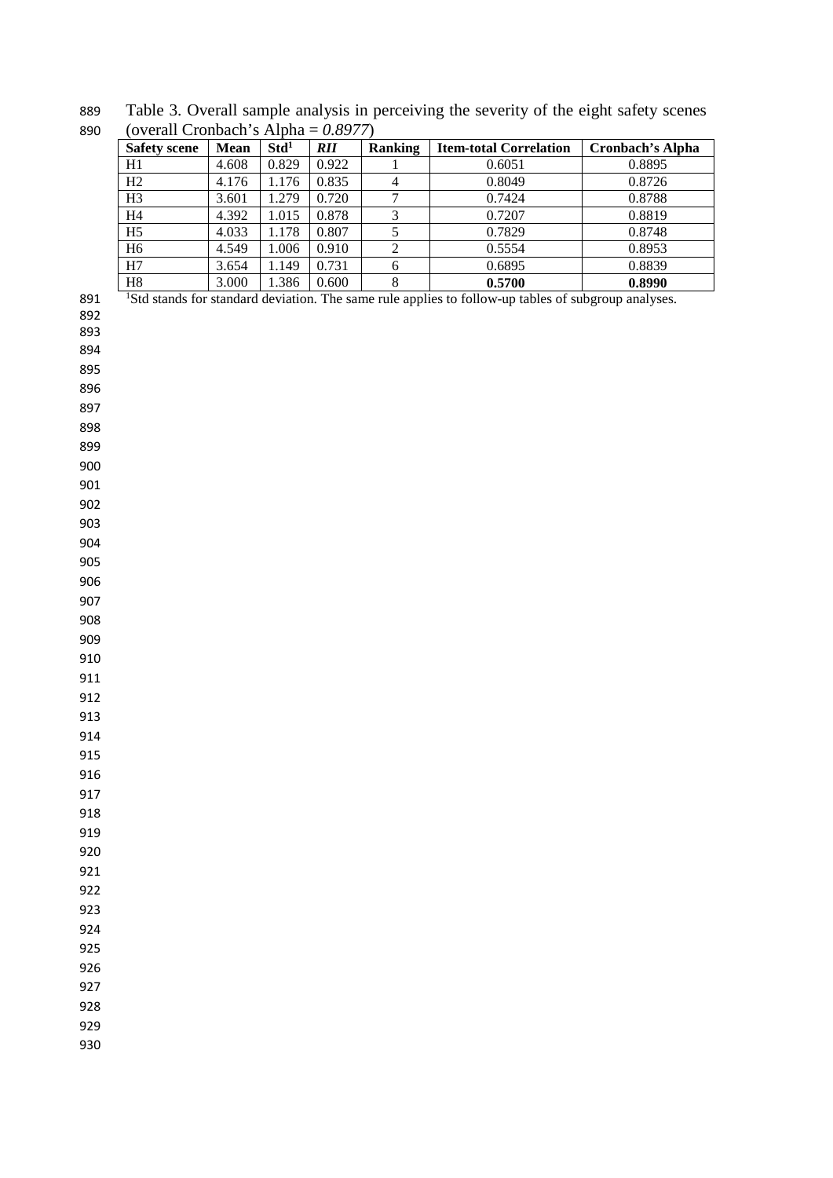Table 3. Overall sample analysis in perceiving the severity of the eight safety scenes (overall Cronbach's Alpha = *0.8977*)

| Safety scene | Mean | Std[1] | *RII* | Ranking | Item-total Correlation | Cronbach's Alpha |
|---|---|---|---|---|---|---|
| H1 | 4.608 | 0.829 | 0.922 | 1 | 0.6051 | 0.8895 |
| H2 | 4.176 | 1.176 | 0.835 | 4 | 0.8049 | 0.8726 |
| H3 | 3.601 | 1.279 | 0.720 | 7 | 0.7424 | 0.8788 |
| H4 | 4.392 | 1.015 | 0.878 | 3 | 0.7207 | 0.8819 |
| H5 | 4.033 | 1.178 | 0.807 | 5 | 0.7829 | 0.8748 |
| H6 | 4.549 | 1.006 | 0.910 | 2 | 0.5554 | 0.8953 |
| H7 | 3.654 | 1.149 | 0.731 | 6 | 0.6895 | 0.8839 |
| H8 | 3.000 | 1.386 | 0.600 | 8 | **0.5700** | **0.8990** |

[1]Std stands for standard deviation. The same rule applies to follow-up tables of subgroup analyses.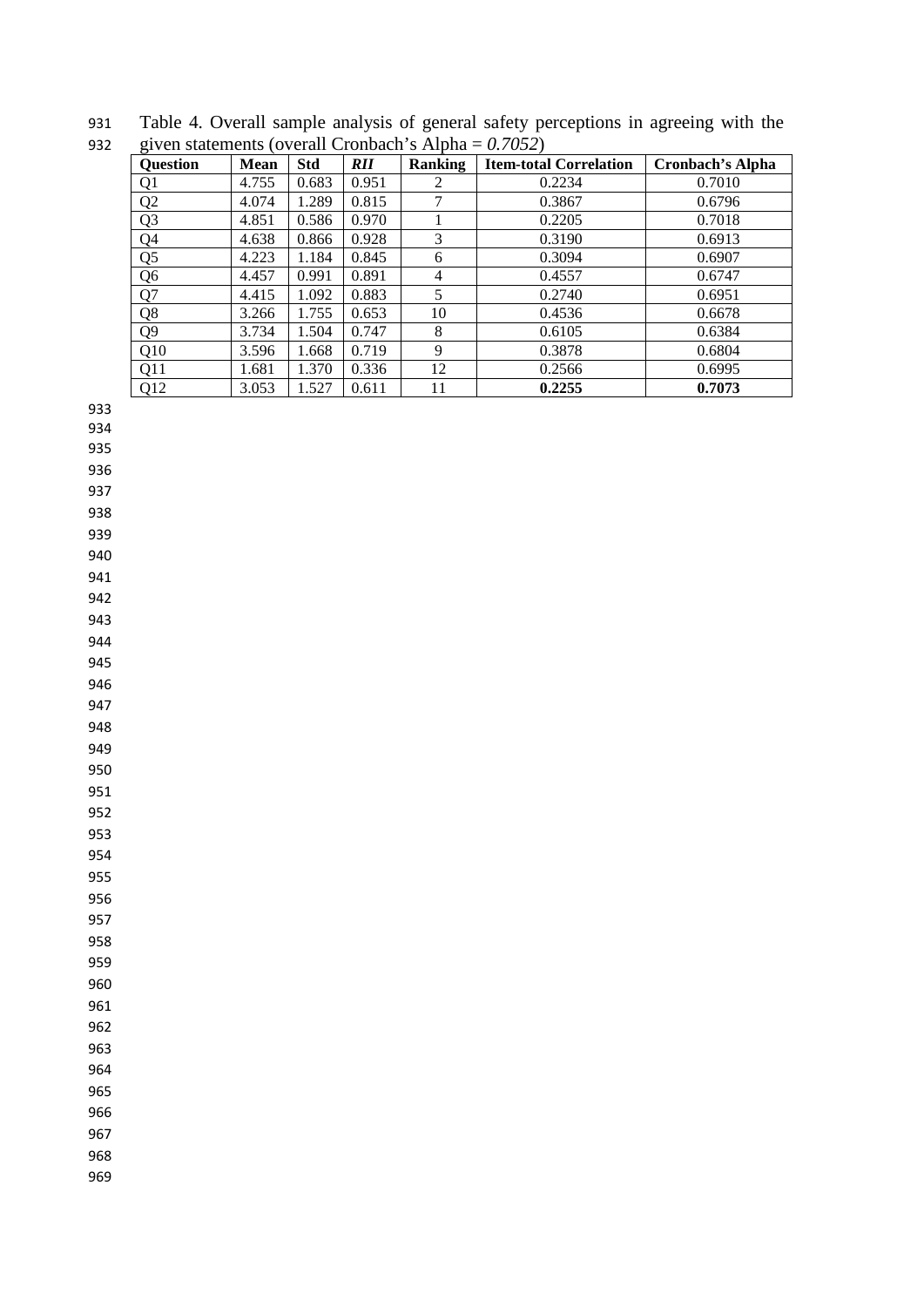Table 4. Overall sample analysis of general safety perceptions in agreeing with the given statements (overall Cronbach's Alpha = *0.7052*)

| **Question** | **Mean** | **Std** | ***RII*** | **Ranking** | **Item-total Correlation** | **Cronbach's Alpha** |
|---|---|---|---|---|---|---|
| Q1 | 4.755 | 0.683 | 0.951 | 2 | 0.2234 | 0.7010 |
| Q2 | 4.074 | 1.289 | 0.815 | 7 | 0.3867 | 0.6796 |
| Q3 | 4.851 | 0.586 | 0.970 | 1 | 0.2205 | 0.7018 |
| Q4 | 4.638 | 0.866 | 0.928 | 3 | 0.3190 | 0.6913 |
| Q5 | 4.223 | 1.184 | 0.845 | 6 | 0.3094 | 0.6907 |
| Q6 | 4.457 | 0.991 | 0.891 | 4 | 0.4557 | 0.6747 |
| Q7 | 4.415 | 1.092 | 0.883 | 5 | 0.2740 | 0.6951 |
| Q8 | 3.266 | 1.755 | 0.653 | 10 | 0.4536 | 0.6678 |
| Q9 | 3.734 | 1.504 | 0.747 | 8 | 0.6105 | 0.6384 |
| Q10 | 3.596 | 1.668 | 0.719 | 9 | 0.3878 | 0.6804 |
| Q11 | 1.681 | 1.370 | 0.336 | 12 | 0.2566 | 0.6995 |
| Q12 | 3.053 | 1.527 | 0.611 | 11 | **0.2255** | **0.7073** |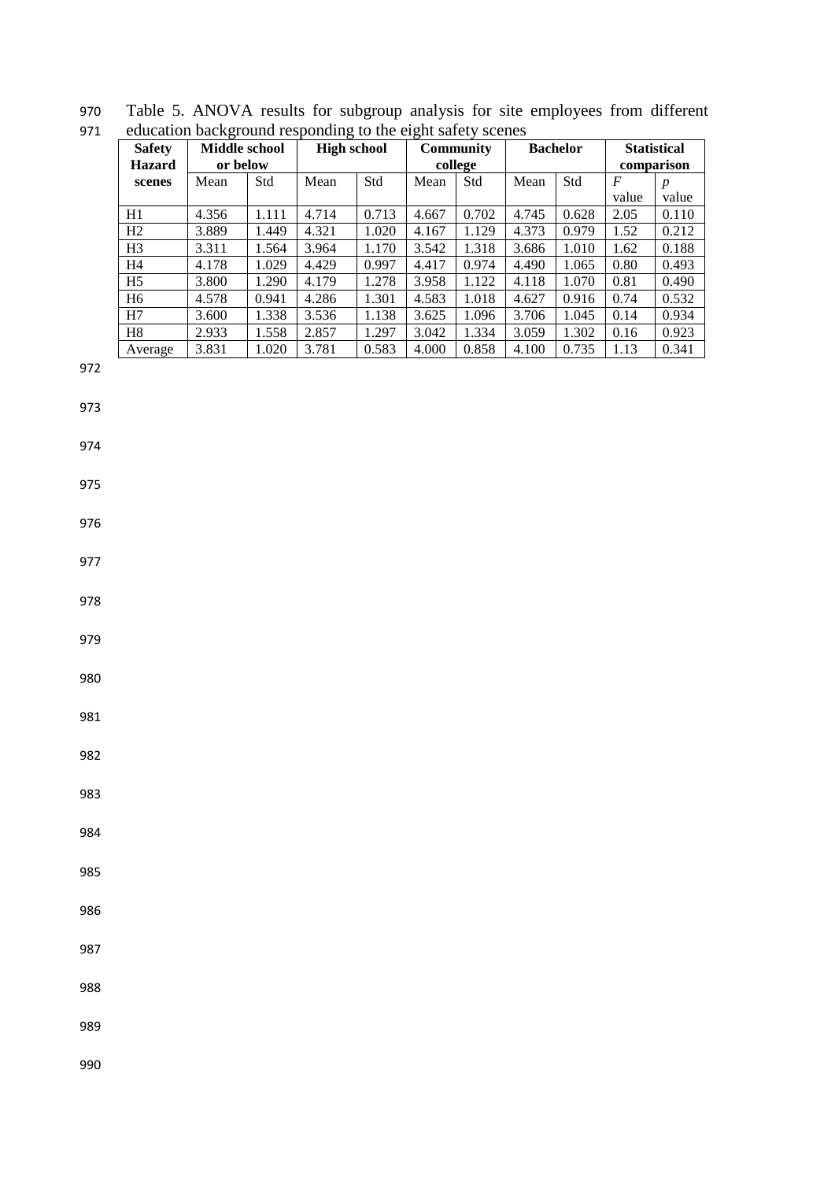Table 5. ANOVA results for subgroup analysis for site employees from different education background responding to the eight safety scenes

| Safety Hazard scenes | Middle school or below | | High school | | Community college | | Bachelor | | Statistical comparison | |
|---|---|---|---|---|---|---|---|---|---|---|
| | Mean | Std | Mean | Std | Mean | Std | Mean | Std | $F$ value | $p$ value |
| H1 | 4.356 | 1.111 | 4.714 | 0.713 | 4.667 | 0.702 | 4.745 | 0.628 | 2.05 | 0.110 |
| H2 | 3.889 | 1.449 | 4.321 | 1.020 | 4.167 | 1.129 | 4.373 | 0.979 | 1.52 | 0.212 |
| H3 | 3.311 | 1.564 | 3.964 | 1.170 | 3.542 | 1.318 | 3.686 | 1.010 | 1.62 | 0.188 |
| H4 | 4.178 | 1.029 | 4.429 | 0.997 | 4.417 | 0.974 | 4.490 | 1.065 | 0.80 | 0.493 |
| H5 | 3.800 | 1.290 | 4.179 | 1.278 | 3.958 | 1.122 | 4.118 | 1.070 | 0.81 | 0.490 |
| H6 | 4.578 | 0.941 | 4.286 | 1.301 | 4.583 | 1.018 | 4.627 | 0.916 | 0.74 | 0.532 |
| H7 | 3.600 | 1.338 | 3.536 | 1.138 | 3.625 | 1.096 | 3.706 | 1.045 | 0.14 | 0.934 |
| H8 | 2.933 | 1.558 | 2.857 | 1.297 | 3.042 | 1.334 | 3.059 | 1.302 | 0.16 | 0.923 |
| Average | 3.831 | 1.020 | 3.781 | 0.583 | 4.000 | 0.858 | 4.100 | 0.735 | 1.13 | 0.341 |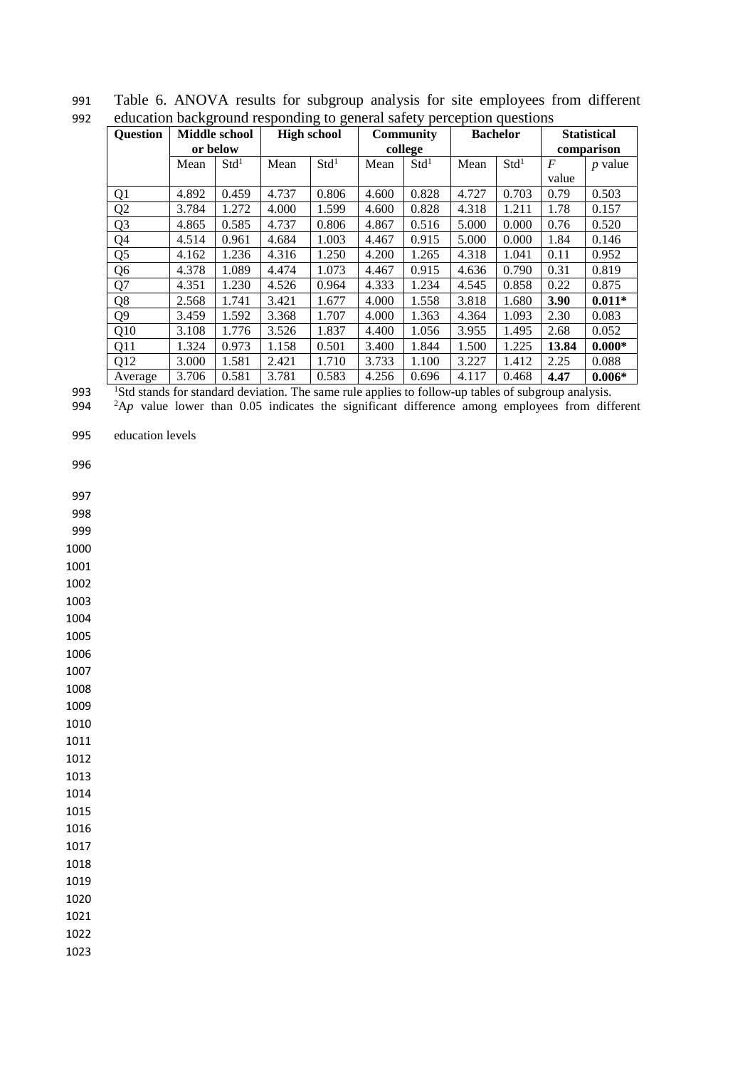Table 6. ANOVA results for subgroup analysis for site employees from different education background responding to general safety perception questions

| Question | Middle school or below | | High school | | Community college | | Bachelor | | Statistical comparison | |
|---|---|---|---|---|---|---|---|---|---|---|
| | Mean | Std[1] | Mean | Std[1] | Mean | Std[1] | Mean | Std[1] | $F$ value | $p$ value |
| Q1 | 4.892 | 0.459 | 4.737 | 0.806 | 4.600 | 0.828 | 4.727 | 0.703 | 0.79 | 0.503 |
| Q2 | 3.784 | 1.272 | 4.000 | 1.599 | 4.600 | 0.828 | 4.318 | 1.211 | 1.78 | 0.157 |
| Q3 | 4.865 | 0.585 | 4.737 | 0.806 | 4.867 | 0.516 | 5.000 | 0.000 | 0.76 | 0.520 |
| Q4 | 4.514 | 0.961 | 4.684 | 1.003 | 4.467 | 0.915 | 5.000 | 0.000 | 1.84 | 0.146 |
| Q5 | 4.162 | 1.236 | 4.316 | 1.250 | 4.200 | 1.265 | 4.318 | 1.041 | 0.11 | 0.952 |
| Q6 | 4.378 | 1.089 | 4.474 | 1.073 | 4.467 | 0.915 | 4.636 | 0.790 | 0.31 | 0.819 |
| Q7 | 4.351 | 1.230 | 4.526 | 0.964 | 4.333 | 1.234 | 4.545 | 0.858 | 0.22 | 0.875 |
| Q8 | 2.568 | 1.741 | 3.421 | 1.677 | 4.000 | 1.558 | 3.818 | 1.680 | **3.90** | **0.011*** |
| Q9 | 3.459 | 1.592 | 3.368 | 1.707 | 4.000 | 1.363 | 4.364 | 1.093 | 2.30 | 0.083 |
| Q10 | 3.108 | 1.776 | 3.526 | 1.837 | 4.400 | 1.056 | 3.955 | 1.495 | 2.68 | 0.052 |
| Q11 | 1.324 | 0.973 | 1.158 | 0.501 | 3.400 | 1.844 | 1.500 | 1.225 | **13.84** | **0.000*** |
| Q12 | 3.000 | 1.581 | 2.421 | 1.710 | 3.733 | 1.100 | 3.227 | 1.412 | 2.25 | 0.088 |
| Average | 3.706 | 0.581 | 3.781 | 0.583 | 4.256 | 0.696 | 4.117 | 0.468 | **4.47** | **0.006*** |

[1]Std stands for standard deviation. The same rule applies to follow-up tables of subgroup analysis.

[2]A $p$ value lower than 0.05 indicates the significant difference among employees from different education levels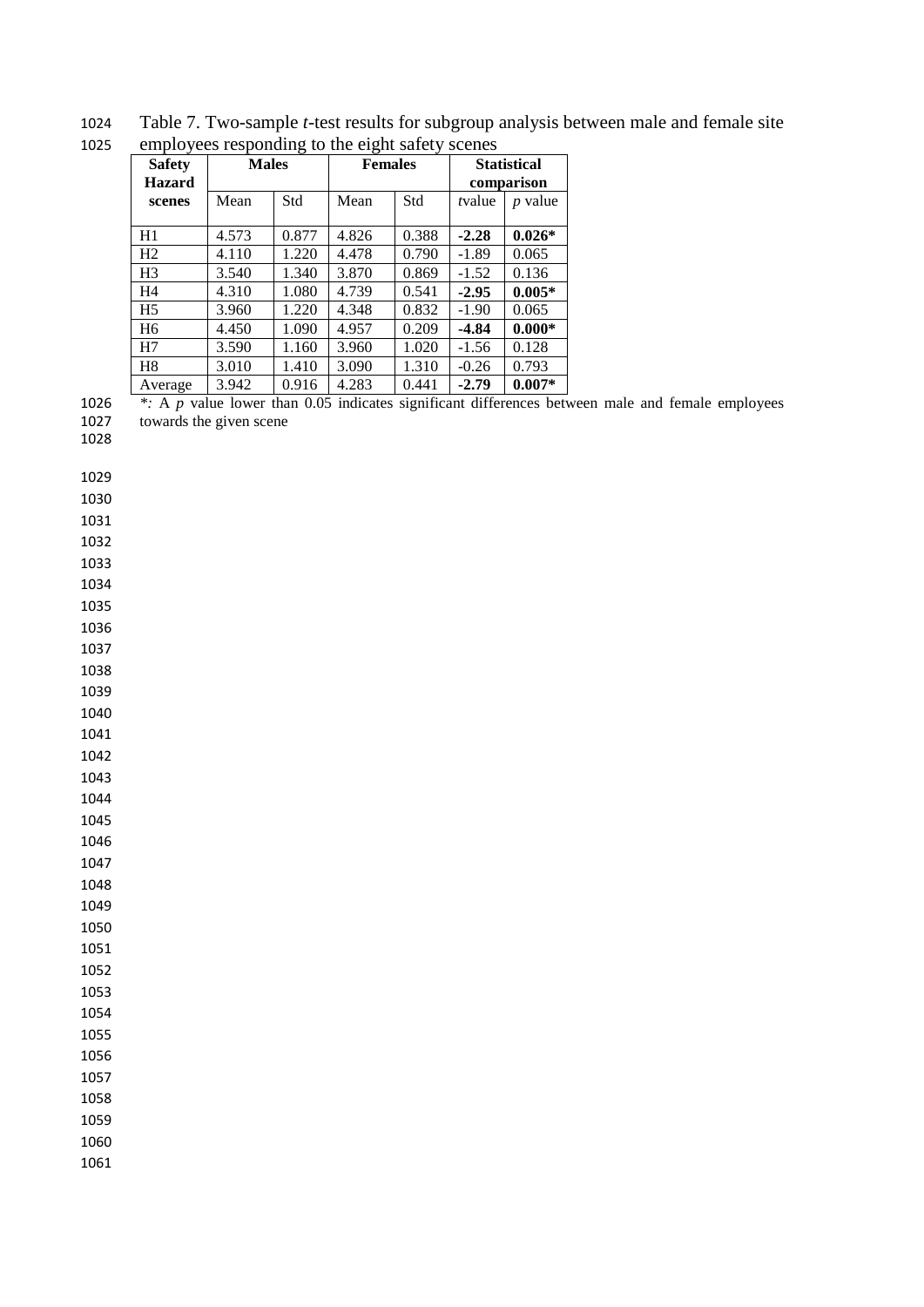Table 7. Two-sample *t*-test results for subgroup analysis between male and female site employees responding to the eight safety scenes

| Safety Hazard scenes | Males | | Females | | Statistical comparison | |
|---|---|---|---|---|---|---|
| | Mean | Std | Mean | Std | *t* value | *p* value |
| H1 | 4.573 | 0.877 | 4.826 | 0.388 | **-2.28** | **0.026*** |
| H2 | 4.110 | 1.220 | 4.478 | 0.790 | -1.89 | 0.065 |
| H3 | 3.540 | 1.340 | 3.870 | 0.869 | -1.52 | 0.136 |
| H4 | 4.310 | 1.080 | 4.739 | 0.541 | **-2.95** | **0.005*** |
| H5 | 3.960 | 1.220 | 4.348 | 0.832 | -1.90 | 0.065 |
| H6 | 4.450 | 1.090 | 4.957 | 0.209 | **-4.84** | **0.000*** |
| H7 | 3.590 | 1.160 | 3.960 | 1.020 | -1.56 | 0.128 |
| H8 | 3.010 | 1.410 | 3.090 | 1.310 | -0.26 | 0.793 |
| Average | 3.942 | 0.916 | 4.283 | 0.441 | **-2.79** | **0.007*** |

*: A *p* value lower than 0.05 indicates significant differences between male and female employees towards the given scene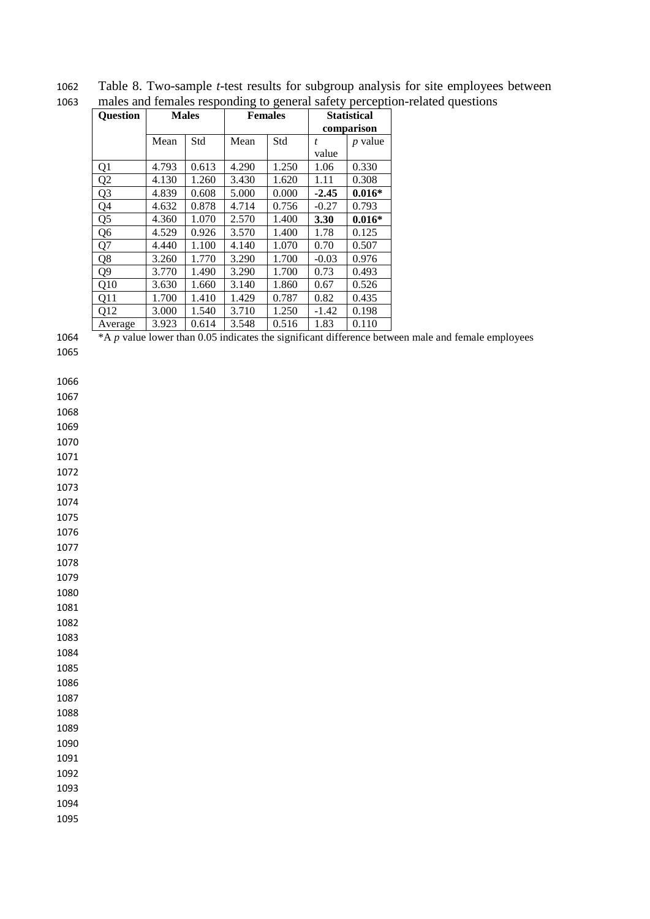Table 8. Two-sample *t*-test results for subgroup analysis for site employees between males and females responding to general safety perception-related questions

| Question | Males | | Females | | Statistical comparison | |
|---|---|---|---|---|---|---|
| | Mean | Std | Mean | Std | *t* value | *p* value |
| Q1 | 4.793 | 0.613 | 4.290 | 1.250 | 1.06 | 0.330 |
| Q2 | 4.130 | 1.260 | 3.430 | 1.620 | 1.11 | 0.308 |
| Q3 | 4.839 | 0.608 | 5.000 | 0.000 | **-2.45** | **0.016*** |
| Q4 | 4.632 | 0.878 | 4.714 | 0.756 | -0.27 | 0.793 |
| Q5 | 4.360 | 1.070 | 2.570 | 1.400 | **3.30** | **0.016*** |
| Q6 | 4.529 | 0.926 | 3.570 | 1.400 | 1.78 | 0.125 |
| Q7 | 4.440 | 1.100 | 4.140 | 1.070 | 0.70 | 0.507 |
| Q8 | 3.260 | 1.770 | 3.290 | 1.700 | -0.03 | 0.976 |
| Q9 | 3.770 | 1.490 | 3.290 | 1.700 | 0.73 | 0.493 |
| Q10 | 3.630 | 1.660 | 3.140 | 1.860 | 0.67 | 0.526 |
| Q11 | 1.700 | 1.410 | 1.429 | 0.787 | 0.82 | 0.435 |
| Q12 | 3.000 | 1.540 | 3.710 | 1.250 | -1.42 | 0.198 |
| Average | 3.923 | 0.614 | 3.548 | 0.516 | 1.83 | 0.110 |

*A *p* value lower than 0.05 indicates the significant difference between male and female employees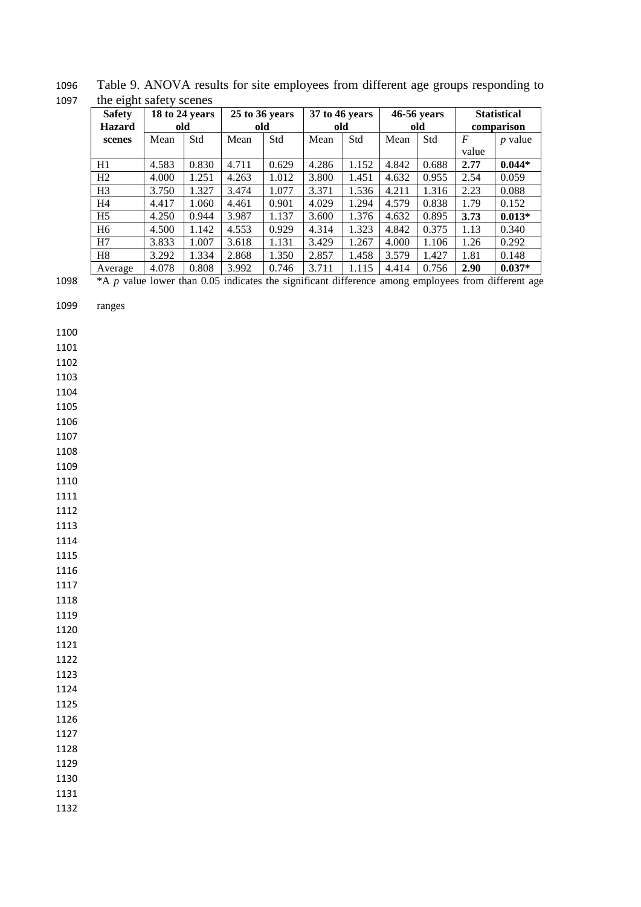Table 9. ANOVA results for site employees from different age groups responding to the eight safety scenes

| Safety Hazard scenes | 18 to 24 years old | | 25 to 36 years old | | 37 to 46 years old | | 46-56 years old | | Statistical comparison | |
|---|---|---|---|---|---|---|---|---|---|---|
| | Mean | Std | Mean | Std | Mean | Std | Mean | Std | $F$ value | $p$ value |
| H1 | 4.583 | 0.830 | 4.711 | 0.629 | 4.286 | 1.152 | 4.842 | 0.688 | **2.77** | **0.044*** |
| H2 | 4.000 | 1.251 | 4.263 | 1.012 | 3.800 | 1.451 | 4.632 | 0.955 | 2.54 | 0.059 |
| H3 | 3.750 | 1.327 | 3.474 | 1.077 | 3.371 | 1.536 | 4.211 | 1.316 | 2.23 | 0.088 |
| H4 | 4.417 | 1.060 | 4.461 | 0.901 | 4.029 | 1.294 | 4.579 | 0.838 | 1.79 | 0.152 |
| H5 | 4.250 | 0.944 | 3.987 | 1.137 | 3.600 | 1.376 | 4.632 | 0.895 | **3.73** | **0.013*** |
| H6 | 4.500 | 1.142 | 4.553 | 0.929 | 4.314 | 1.323 | 4.842 | 0.375 | 1.13 | 0.340 |
| H7 | 3.833 | 1.007 | 3.618 | 1.131 | 3.429 | 1.267 | 4.000 | 1.106 | 1.26 | 0.292 |
| H8 | 3.292 | 1.334 | 2.868 | 1.350 | 2.857 | 1.458 | 3.579 | 1.427 | 1.81 | 0.148 |
| Average | 4.078 | 0.808 | 3.992 | 0.746 | 3.711 | 1.115 | 4.414 | 0.756 | **2.90** | **0.037*** |

*A $p$ value lower than 0.05 indicates the significant difference among employees from different age ranges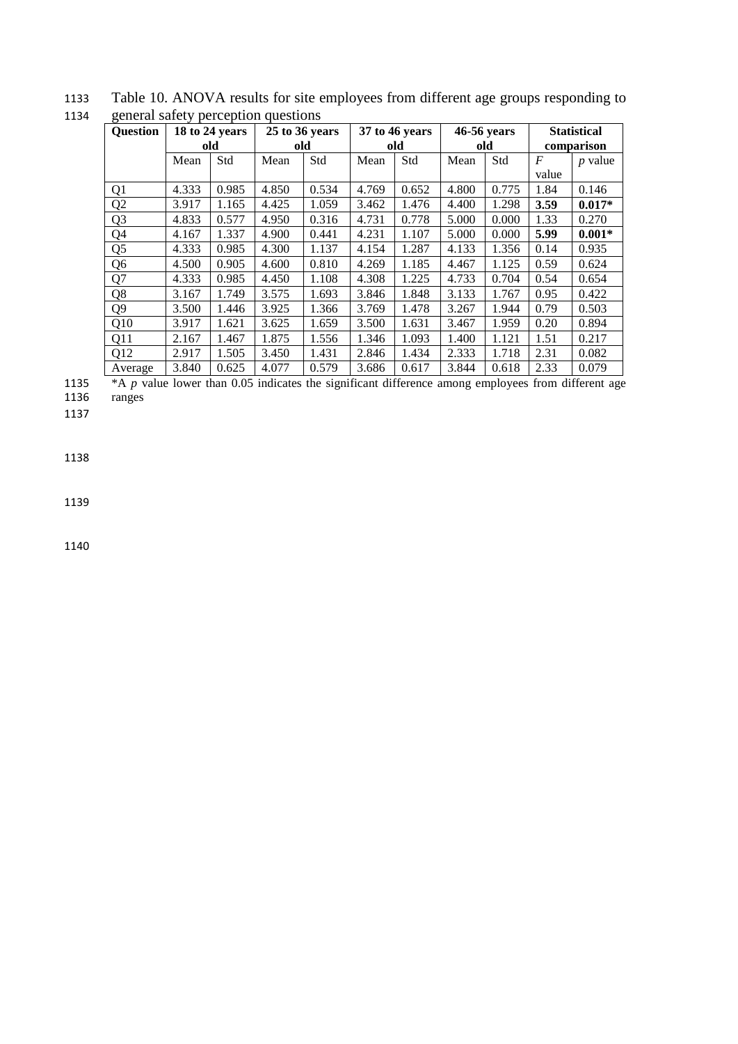Table 10. ANOVA results for site employees from different age groups responding to general safety perception questions

| Question | 18 to 24 years old | | 25 to 36 years old | | 37 to 46 years old | | 46-56 years old | | Statistical comparison | |
|---|---|---|---|---|---|---|---|---|---|---|
| | Mean | Std | Mean | Std | Mean | Std | Mean | Std | *F* value | *p* value |
| Q1 | 4.333 | 0.985 | 4.850 | 0.534 | 4.769 | 0.652 | 4.800 | 0.775 | 1.84 | 0.146 |
| Q2 | 3.917 | 1.165 | 4.425 | 1.059 | 3.462 | 1.476 | 4.400 | 1.298 | **3.59** | **0.017*** |
| Q3 | 4.833 | 0.577 | 4.950 | 0.316 | 4.731 | 0.778 | 5.000 | 0.000 | 1.33 | 0.270 |
| Q4 | 4.167 | 1.337 | 4.900 | 0.441 | 4.231 | 1.107 | 5.000 | 0.000 | **5.99** | **0.001*** |
| Q5 | 4.333 | 0.985 | 4.300 | 1.137 | 4.154 | 1.287 | 4.133 | 1.356 | 0.14 | 0.935 |
| Q6 | 4.500 | 0.905 | 4.600 | 0.810 | 4.269 | 1.185 | 4.467 | 1.125 | 0.59 | 0.624 |
| Q7 | 4.333 | 0.985 | 4.450 | 1.108 | 4.308 | 1.225 | 4.733 | 0.704 | 0.54 | 0.654 |
| Q8 | 3.167 | 1.749 | 3.575 | 1.693 | 3.846 | 1.848 | 3.133 | 1.767 | 0.95 | 0.422 |
| Q9 | 3.500 | 1.446 | 3.925 | 1.366 | 3.769 | 1.478 | 3.267 | 1.944 | 0.79 | 0.503 |
| Q10 | 3.917 | 1.621 | 3.625 | 1.659 | 3.500 | 1.631 | 3.467 | 1.959 | 0.20 | 0.894 |
| Q11 | 2.167 | 1.467 | 1.875 | 1.556 | 1.346 | 1.093 | 1.400 | 1.121 | 1.51 | 0.217 |
| Q12 | 2.917 | 1.505 | 3.450 | 1.431 | 2.846 | 1.434 | 2.333 | 1.718 | 2.31 | 0.082 |
| Average | 3.840 | 0.625 | 4.077 | 0.579 | 3.686 | 0.617 | 3.844 | 0.618 | 2.33 | 0.079 |

*A *p* value lower than 0.05 indicates the significant difference among employees from different age ranges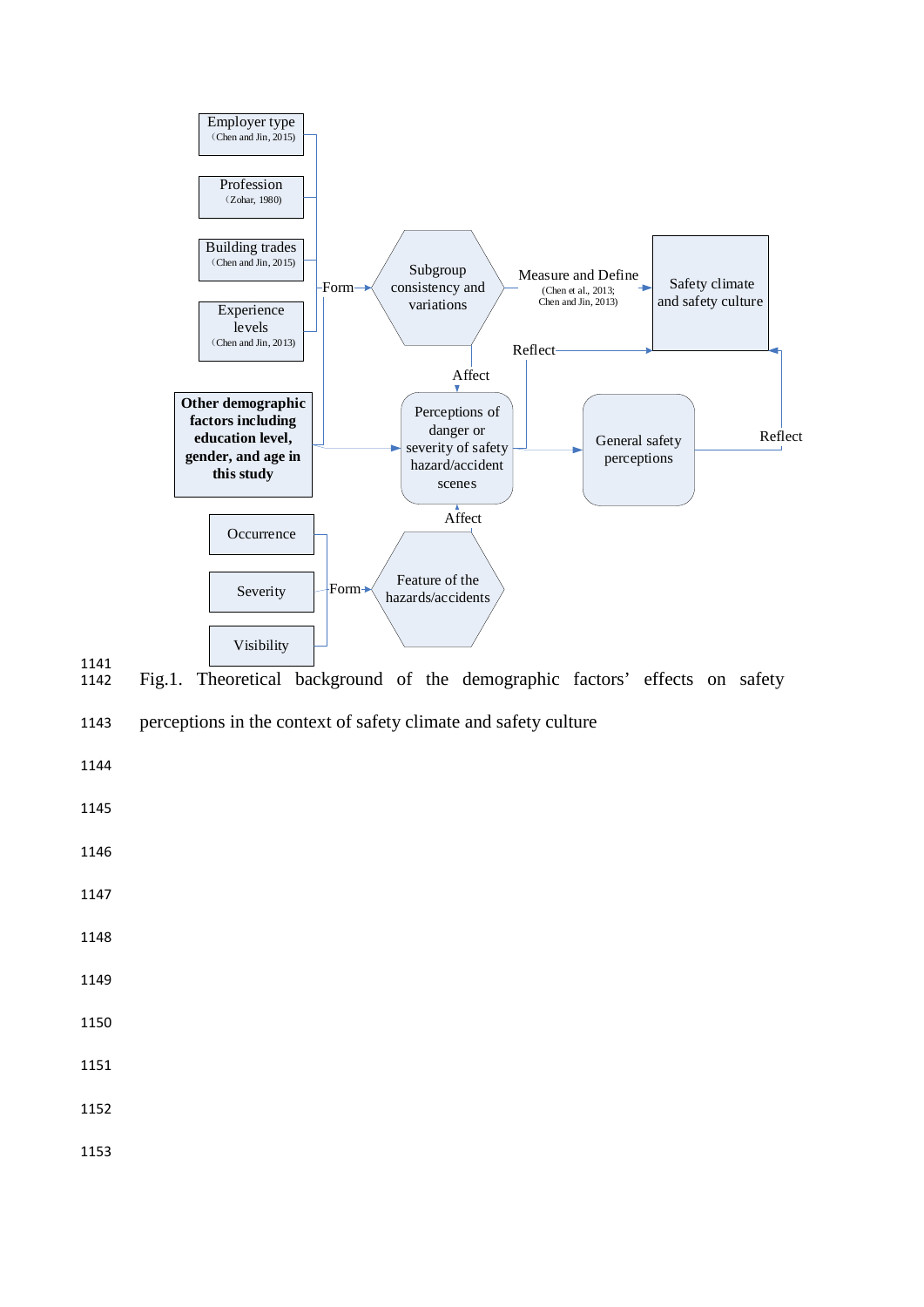Employer type
(Chen and Jin, 2015)

Profession
(Zohar, 1980)

Building trades
(Chen and Jin, 2015)

Experience levels
(Chen and Jin, 2013)

Form

Subgroup consistency and variations

Measure and Define
(Chen et al., 2013; Chen and Jin, 2013)

Safety climate and safety culture

Reflect

Affect

**Other demographic factors including education level, gender, and age in this study**

Perceptions of danger or severity of safety hazard/accident scenes

General safety perceptions

Reflect

Affect

Occurrence

Severity

Visibility

Form

Feature of the hazards/accidents

Fig.1. Theoretical background of the demographic factors' effects on safety perceptions in the context of safety climate and safety culture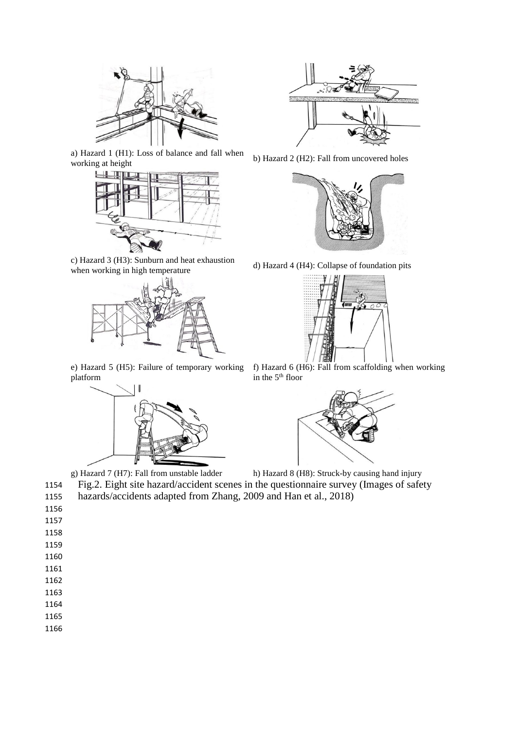a) Hazard 1 (H1): Loss of balance and fall when working at height

b) Hazard 2 (H2): Fall from uncovered holes

c) Hazard 3 (H3): Sunburn and heat exhaustion when working in high temperature

d) Hazard 4 (H4): Collapse of foundation pits

e) Hazard 5 (H5): Failure of temporary working platform

f) Hazard 6 (H6): Fall from scaffolding when working in the 5th floor

g) Hazard 7 (H7): Fall from unstable ladder

h) Hazard 8 (H8): Struck-by causing hand injury

Fig.2. Eight site hazard/accident scenes in the questionnaire survey (Images of safety hazards/accidents adapted from Zhang, 2009 and Han et al., 2018)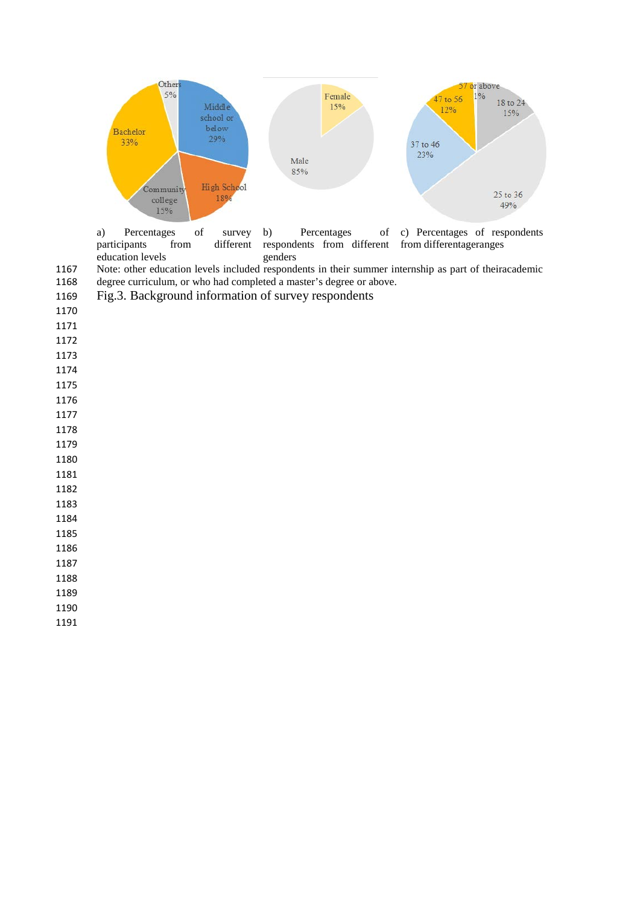a) Percentages of survey participants from different education levels

b) Percentages of respondents from different genders

c) Percentages of respondents from differentageranges

Note: other education levels included respondents in their summer internship as part of theiracademic degree curriculum, or who had completed a master's degree or above.

Fig.3. Background information of survey respondents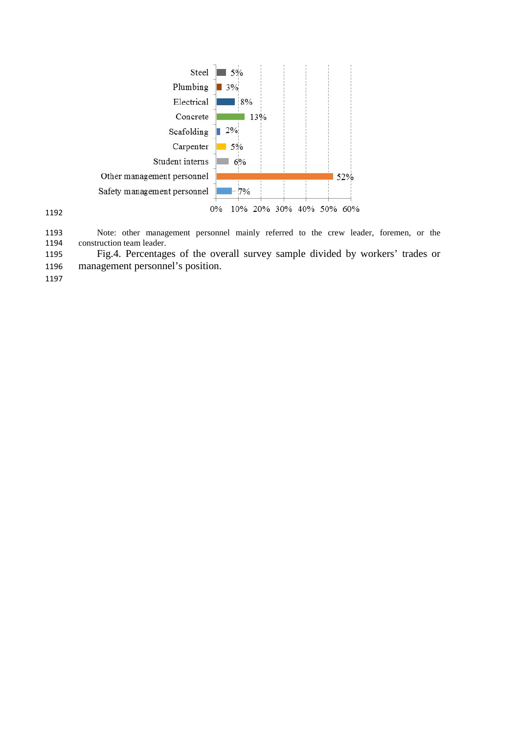Steel 5%
Plumbing 3%
Electrical 8%
Concrete 13%
Scafolding 2%
Carpenter 5%
Student interns 6%
Other management personnel 52%
Safety management personnel 7%

0% 10% 20% 30% 40% 50% 60%

Note: other management personnel mainly referred to the crew leader, foremen, or the construction team leader.

Fig.4. Percentages of the overall survey sample divided by workers' trades or management personnel's position.